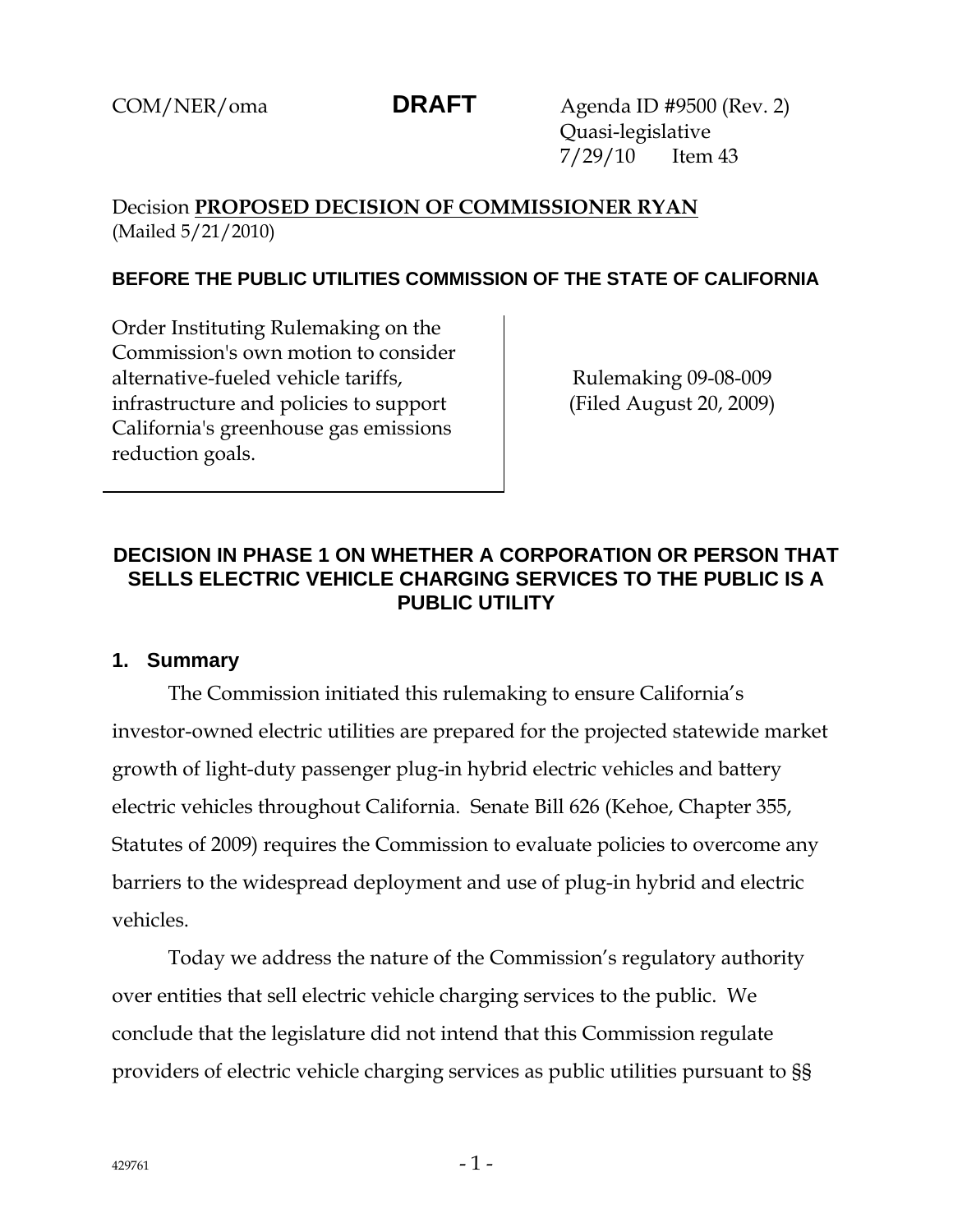COM/NER/oma **DRAFT** Agenda ID #9500 (Rev. 2)
Quasi-legislative
7/29/10 Item 43

Decision **PROPOSED DECISION OF COMMISSIONER RYAN**
(Mailed 5/21/2010)

**BEFORE THE PUBLIC UTILITIES COMMISSION OF THE STATE OF CALIFORNIA**

| Order Instituting Rulemaking on the Commission's own motion to consider alternative-fueled vehicle tariffs, infrastructure and policies to support California's greenhouse gas emissions reduction goals. | Rulemaking 09-08-009 (Filed August 20, 2009) |
|---|---|

## DECISION IN PHASE 1 ON WHETHER A CORPORATION OR PERSON THAT SELLS ELECTRIC VEHICLE CHARGING SERVICES TO THE PUBLIC IS A PUBLIC UTILITY

### 1. Summary

The Commission initiated this rulemaking to ensure California's investor-owned electric utilities are prepared for the projected statewide market growth of light-duty passenger plug-in hybrid electric vehicles and battery electric vehicles throughout California. Senate Bill 626 (Kehoe, Chapter 355, Statutes of 2009) requires the Commission to evaluate policies to overcome any barriers to the widespread deployment and use of plug-in hybrid and electric vehicles.

Today we address the nature of the Commission's regulatory authority over entities that sell electric vehicle charging services to the public. We conclude that the legislature did not intend that this Commission regulate providers of electric vehicle charging services as public utilities pursuant to §§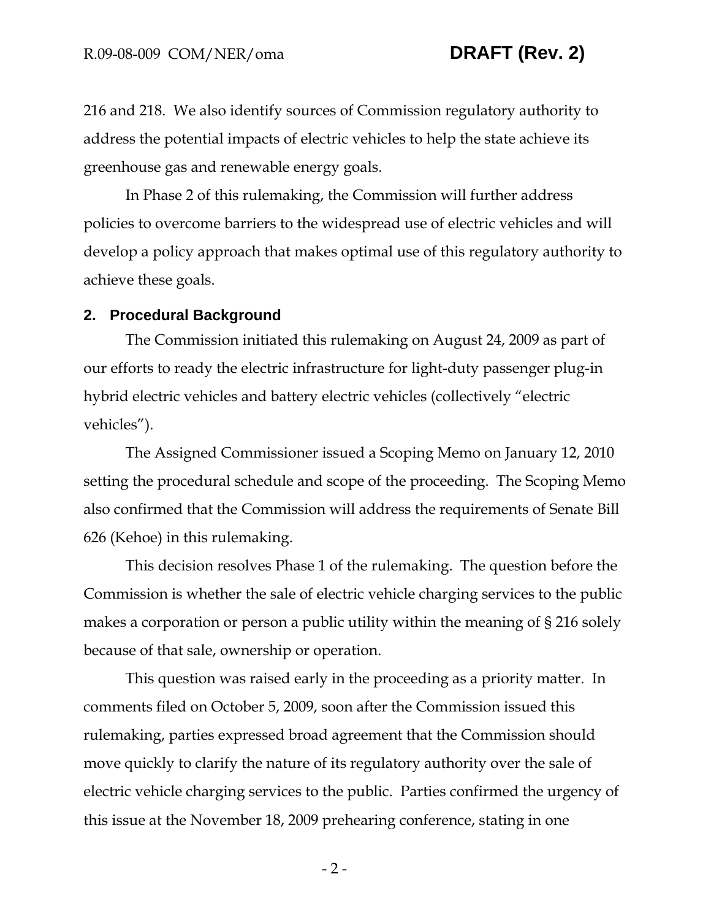216 and 218. We also identify sources of Commission regulatory authority to address the potential impacts of electric vehicles to help the state achieve its greenhouse gas and renewable energy goals.

In Phase 2 of this rulemaking, the Commission will further address policies to overcome barriers to the widespread use of electric vehicles and will develop a policy approach that makes optimal use of this regulatory authority to achieve these goals.

## 2. Procedural Background

The Commission initiated this rulemaking on August 24, 2009 as part of our efforts to ready the electric infrastructure for light-duty passenger plug-in hybrid electric vehicles and battery electric vehicles (collectively "electric vehicles").

The Assigned Commissioner issued a Scoping Memo on January 12, 2010 setting the procedural schedule and scope of the proceeding. The Scoping Memo also confirmed that the Commission will address the requirements of Senate Bill 626 (Kehoe) in this rulemaking.

This decision resolves Phase 1 of the rulemaking. The question before the Commission is whether the sale of electric vehicle charging services to the public makes a corporation or person a public utility within the meaning of § 216 solely because of that sale, ownership or operation.

This question was raised early in the proceeding as a priority matter. In comments filed on October 5, 2009, soon after the Commission issued this rulemaking, parties expressed broad agreement that the Commission should move quickly to clarify the nature of its regulatory authority over the sale of electric vehicle charging services to the public. Parties confirmed the urgency of this issue at the November 18, 2009 prehearing conference, stating in one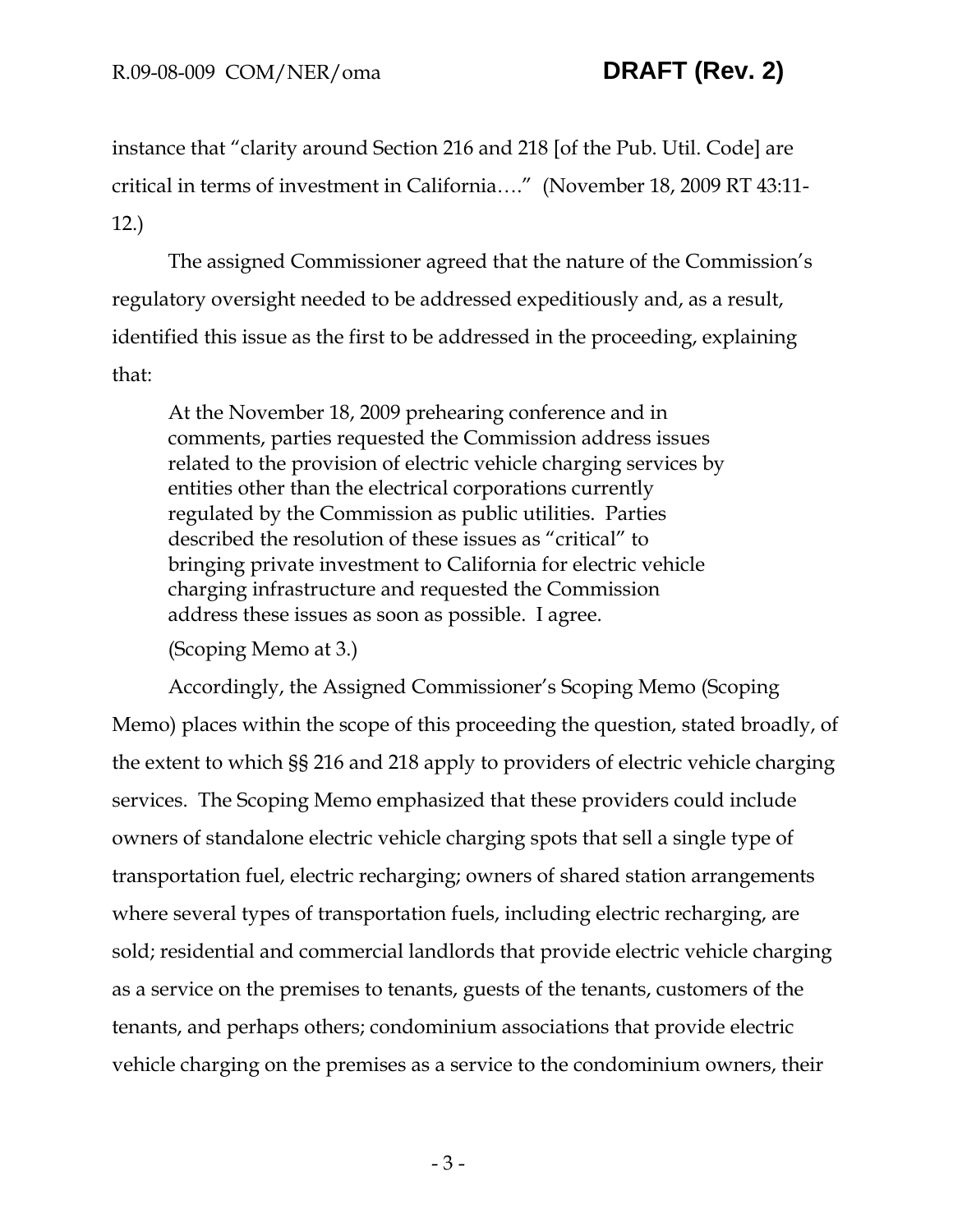instance that "clarity around Section 216 and 218 [of the Pub. Util. Code] are critical in terms of investment in California…." (November 18, 2009 RT 43:11-12.)

The assigned Commissioner agreed that the nature of the Commission's regulatory oversight needed to be addressed expeditiously and, as a result, identified this issue as the first to be addressed in the proceeding, explaining that:

> At the November 18, 2009 prehearing conference and in comments, parties requested the Commission address issues related to the provision of electric vehicle charging services by entities other than the electrical corporations currently regulated by the Commission as public utilities. Parties described the resolution of these issues as "critical" to bringing private investment to California for electric vehicle charging infrastructure and requested the Commission address these issues as soon as possible. I agree.
>
> (Scoping Memo at 3.)

Accordingly, the Assigned Commissioner's Scoping Memo (Scoping Memo) places within the scope of this proceeding the question, stated broadly, of the extent to which §§ 216 and 218 apply to providers of electric vehicle charging services. The Scoping Memo emphasized that these providers could include owners of standalone electric vehicle charging spots that sell a single type of transportation fuel, electric recharging; owners of shared station arrangements where several types of transportation fuels, including electric recharging, are sold; residential and commercial landlords that provide electric vehicle charging as a service on the premises to tenants, guests of the tenants, customers of the tenants, and perhaps others; condominium associations that provide electric vehicle charging on the premises as a service to the condominium owners, their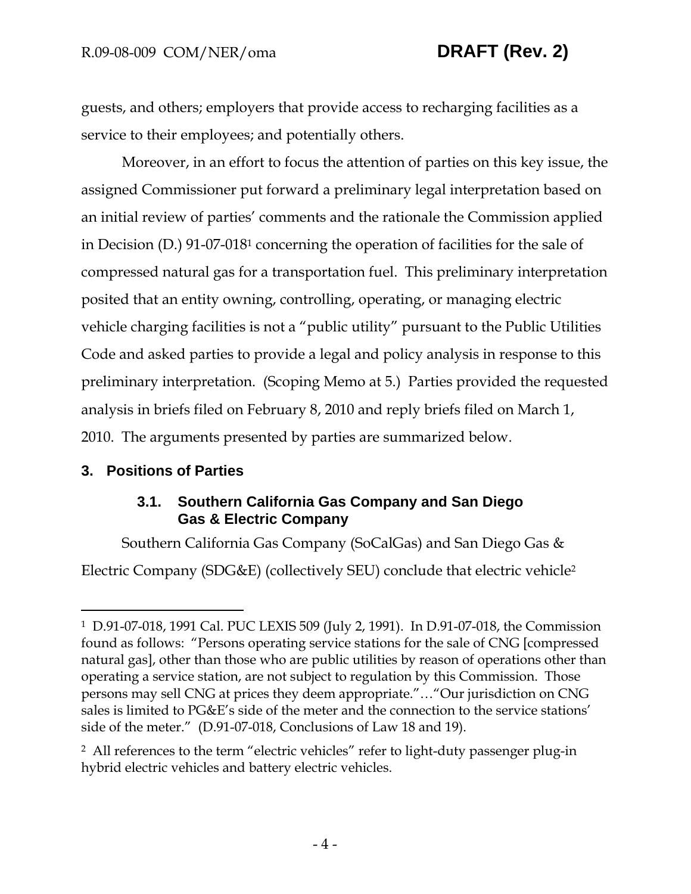guests, and others; employers that provide access to recharging facilities as a service to their employees; and potentially others.

Moreover, in an effort to focus the attention of parties on this key issue, the assigned Commissioner put forward a preliminary legal interpretation based on an initial review of parties' comments and the rationale the Commission applied in Decision (D.) 91-07-018[1] concerning the operation of facilities for the sale of compressed natural gas for a transportation fuel. This preliminary interpretation posited that an entity owning, controlling, operating, or managing electric vehicle charging facilities is not a "public utility" pursuant to the Public Utilities Code and asked parties to provide a legal and policy analysis in response to this preliminary interpretation. (Scoping Memo at 5.) Parties provided the requested analysis in briefs filed on February 8, 2010 and reply briefs filed on March 1, 2010. The arguments presented by parties are summarized below.

## 3. Positions of Parties

### 3.1. Southern California Gas Company and San Diego Gas & Electric Company

Southern California Gas Company (SoCalGas) and San Diego Gas & Electric Company (SDG&E) (collectively SEU) conclude that electric vehicle[2]

---

[1] D.91-07-018, 1991 Cal. PUC LEXIS 509 (July 2, 1991). In D.91-07-018, the Commission found as follows: "Persons operating service stations for the sale of CNG [compressed natural gas], other than those who are public utilities by reason of operations other than operating a service station, are not subject to regulation by this Commission. Those persons may sell CNG at prices they deem appropriate."…"Our jurisdiction on CNG sales is limited to PG&E's side of the meter and the connection to the service stations' side of the meter." (D.91-07-018, Conclusions of Law 18 and 19).

[2] All references to the term "electric vehicles" refer to light-duty passenger plug-in hybrid electric vehicles and battery electric vehicles.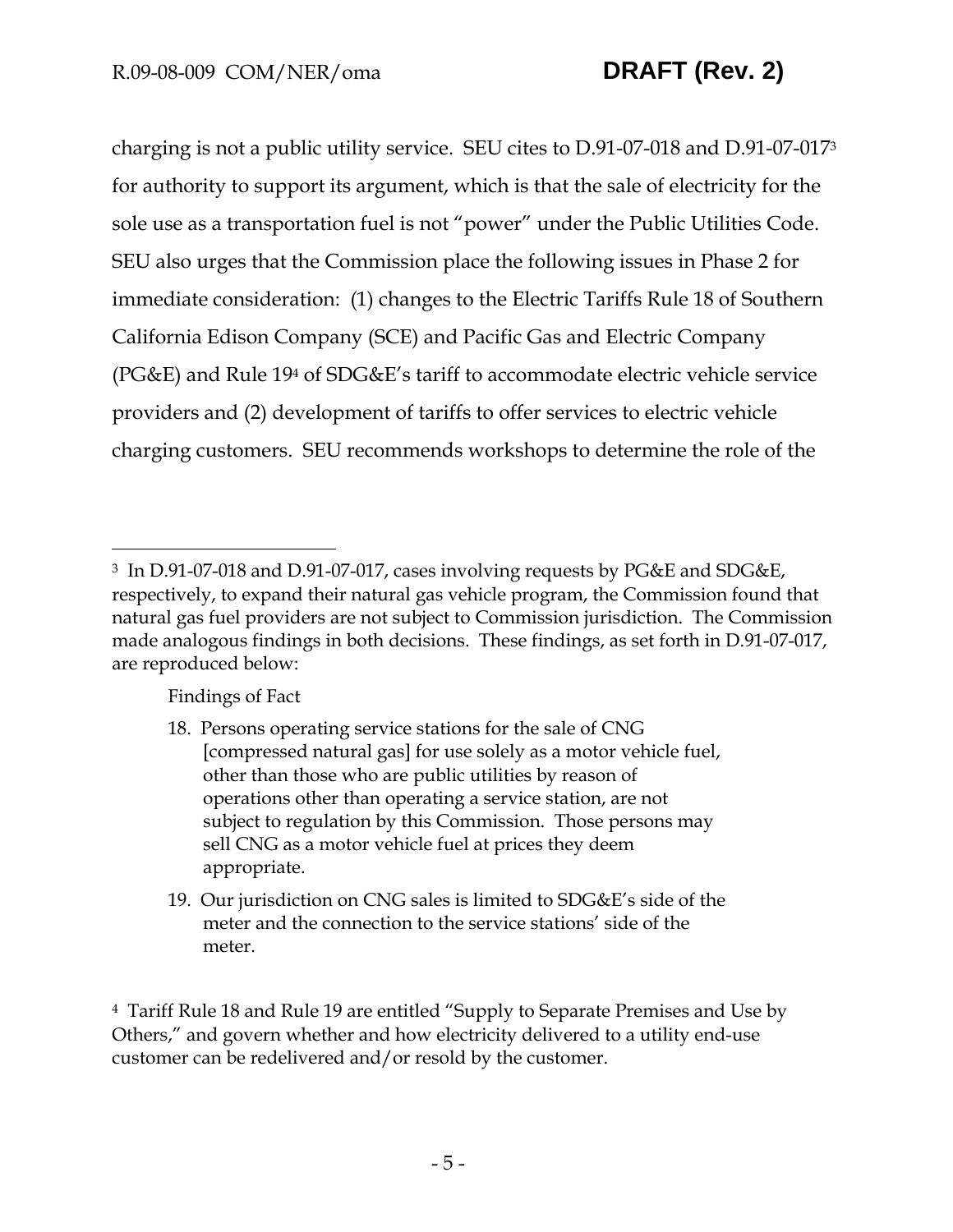charging is not a public utility service. SEU cites to D.91-07-018 and D.91-07-017[3] for authority to support its argument, which is that the sale of electricity for the sole use as a transportation fuel is not "power" under the Public Utilities Code. SEU also urges that the Commission place the following issues in Phase 2 for immediate consideration: (1) changes to the Electric Tariffs Rule 18 of Southern California Edison Company (SCE) and Pacific Gas and Electric Company (PG&E) and Rule 19[4] of SDG&E's tariff to accommodate electric vehicle service providers and (2) development of tariffs to offer services to electric vehicle charging customers. SEU recommends workshops to determine the role of the

---

[3] In D.91-07-018 and D.91-07-017, cases involving requests by PG&E and SDG&E, respectively, to expand their natural gas vehicle program, the Commission found that natural gas fuel providers are not subject to Commission jurisdiction. The Commission made analogous findings in both decisions. These findings, as set forth in D.91-07-017, are reproduced below:

> Findings of Fact
>
> 18. Persons operating service stations for the sale of CNG [compressed natural gas] for use solely as a motor vehicle fuel, other than those who are public utilities by reason of operations other than operating a service station, are not subject to regulation by this Commission. Those persons may sell CNG as a motor vehicle fuel at prices they deem appropriate.
>
> 19. Our jurisdiction on CNG sales is limited to SDG&E's side of the meter and the connection to the service stations' side of the meter.

[4] Tariff Rule 18 and Rule 19 are entitled "Supply to Separate Premises and Use by Others," and govern whether and how electricity delivered to a utility end-use customer can be redelivered and/or resold by the customer.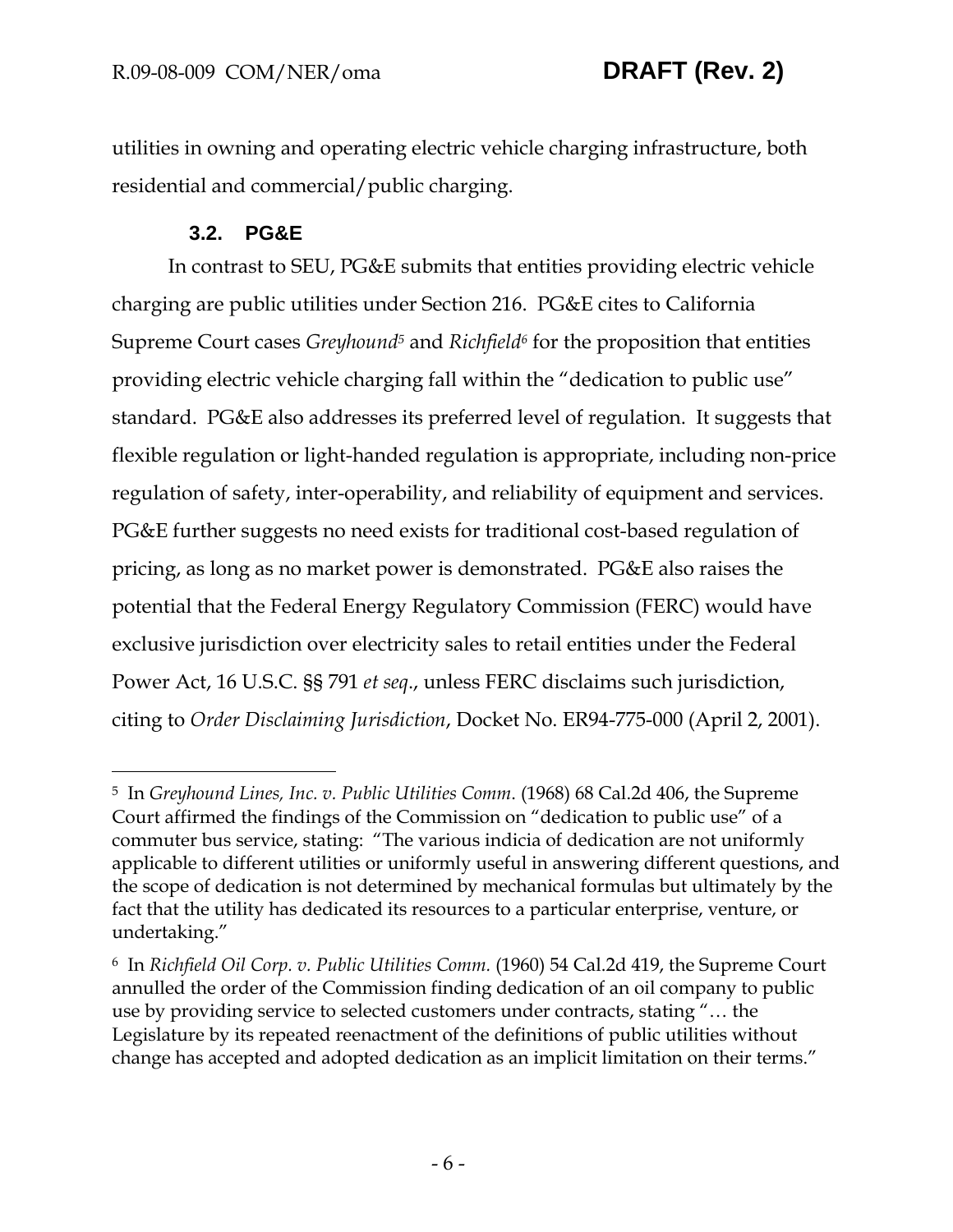utilities in owning and operating electric vehicle charging infrastructure, both residential and commercial/public charging.

### 3.2. PG&E

In contrast to SEU, PG&E submits that entities providing electric vehicle charging are public utilities under Section 216. PG&E cites to California Supreme Court cases *Greyhound*[5] and *Richfield*[6] for the proposition that entities providing electric vehicle charging fall within the "dedication to public use" standard. PG&E also addresses its preferred level of regulation. It suggests that flexible regulation or light-handed regulation is appropriate, including non-price regulation of safety, inter-operability, and reliability of equipment and services. PG&E further suggests no need exists for traditional cost-based regulation of pricing, as long as no market power is demonstrated. PG&E also raises the potential that the Federal Energy Regulatory Commission (FERC) would have exclusive jurisdiction over electricity sales to retail entities under the Federal Power Act, 16 U.S.C. §§ 791 *et seq*., unless FERC disclaims such jurisdiction, citing to *Order Disclaiming Jurisdiction*, Docket No. ER94-775-000 (April 2, 2001).

---

[5] In *Greyhound Lines, Inc. v. Public Utilities Comm*. (1968) 68 Cal.2d 406, the Supreme Court affirmed the findings of the Commission on "dedication to public use" of a commuter bus service, stating: "The various indicia of dedication are not uniformly applicable to different utilities or uniformly useful in answering different questions, and the scope of dedication is not determined by mechanical formulas but ultimately by the fact that the utility has dedicated its resources to a particular enterprise, venture, or undertaking."

[6] In *Richfield Oil Corp. v. Public Utilities Comm.* (1960) 54 Cal.2d 419, the Supreme Court annulled the order of the Commission finding dedication of an oil company to public use by providing service to selected customers under contracts, stating "… the Legislature by its repeated reenactment of the definitions of public utilities without change has accepted and adopted dedication as an implicit limitation on their terms."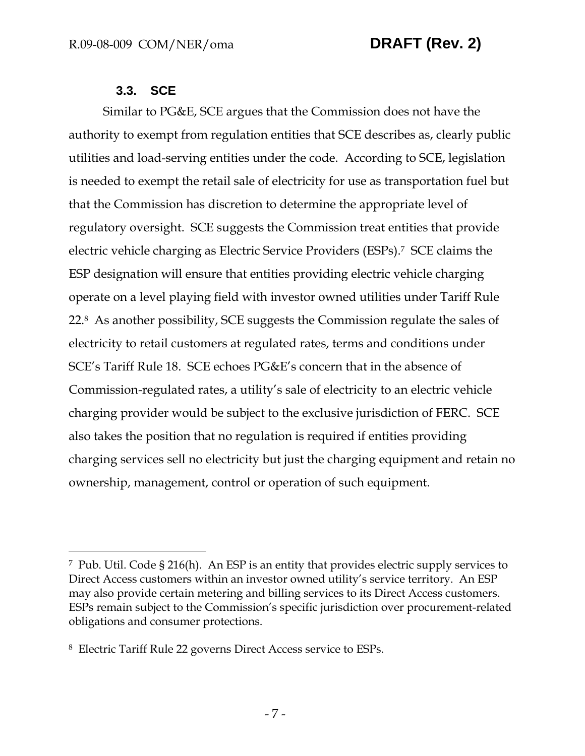### 3.3. SCE

Similar to PG&E, SCE argues that the Commission does not have the authority to exempt from regulation entities that SCE describes as, clearly public utilities and load-serving entities under the code. According to SCE, legislation is needed to exempt the retail sale of electricity for use as transportation fuel but that the Commission has discretion to determine the appropriate level of regulatory oversight. SCE suggests the Commission treat entities that provide electric vehicle charging as Electric Service Providers (ESPs).[7] SCE claims the ESP designation will ensure that entities providing electric vehicle charging operate on a level playing field with investor owned utilities under Tariff Rule 22.[8] As another possibility, SCE suggests the Commission regulate the sales of electricity to retail customers at regulated rates, terms and conditions under SCE's Tariff Rule 18. SCE echoes PG&E's concern that in the absence of Commission-regulated rates, a utility's sale of electricity to an electric vehicle charging provider would be subject to the exclusive jurisdiction of FERC. SCE also takes the position that no regulation is required if entities providing charging services sell no electricity but just the charging equipment and retain no ownership, management, control or operation of such equipment.

---

[7] Pub. Util. Code § 216(h). An ESP is an entity that provides electric supply services to Direct Access customers within an investor owned utility's service territory. An ESP may also provide certain metering and billing services to its Direct Access customers. ESPs remain subject to the Commission's specific jurisdiction over procurement-related obligations and consumer protections.

[8] Electric Tariff Rule 22 governs Direct Access service to ESPs.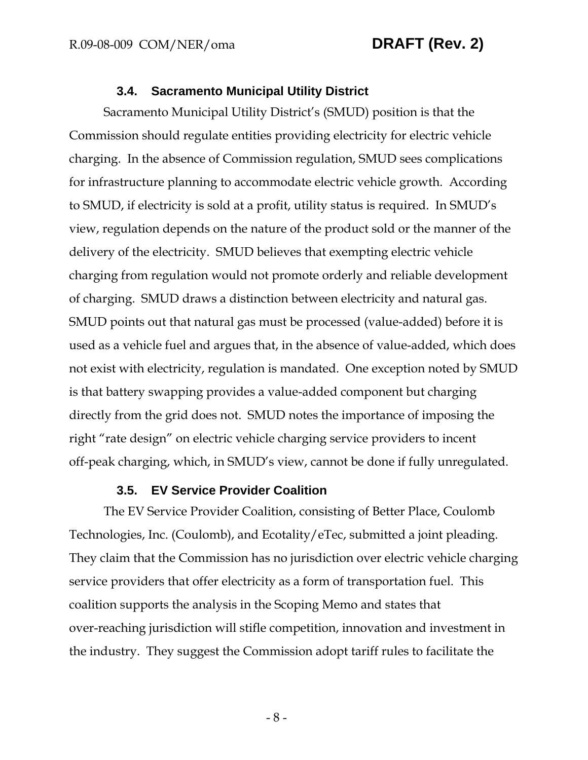### 3.4. Sacramento Municipal Utility District

Sacramento Municipal Utility District's (SMUD) position is that the Commission should regulate entities providing electricity for electric vehicle charging. In the absence of Commission regulation, SMUD sees complications for infrastructure planning to accommodate electric vehicle growth. According to SMUD, if electricity is sold at a profit, utility status is required. In SMUD's view, regulation depends on the nature of the product sold or the manner of the delivery of the electricity. SMUD believes that exempting electric vehicle charging from regulation would not promote orderly and reliable development of charging. SMUD draws a distinction between electricity and natural gas. SMUD points out that natural gas must be processed (value-added) before it is used as a vehicle fuel and argues that, in the absence of value-added, which does not exist with electricity, regulation is mandated. One exception noted by SMUD is that battery swapping provides a value-added component but charging directly from the grid does not. SMUD notes the importance of imposing the right "rate design" on electric vehicle charging service providers to incent off-peak charging, which, in SMUD's view, cannot be done if fully unregulated.

### 3.5. EV Service Provider Coalition

The EV Service Provider Coalition, consisting of Better Place, Coulomb Technologies, Inc. (Coulomb), and Ecotality/eTec, submitted a joint pleading. They claim that the Commission has no jurisdiction over electric vehicle charging service providers that offer electricity as a form of transportation fuel. This coalition supports the analysis in the Scoping Memo and states that over-reaching jurisdiction will stifle competition, innovation and investment in the industry. They suggest the Commission adopt tariff rules to facilitate the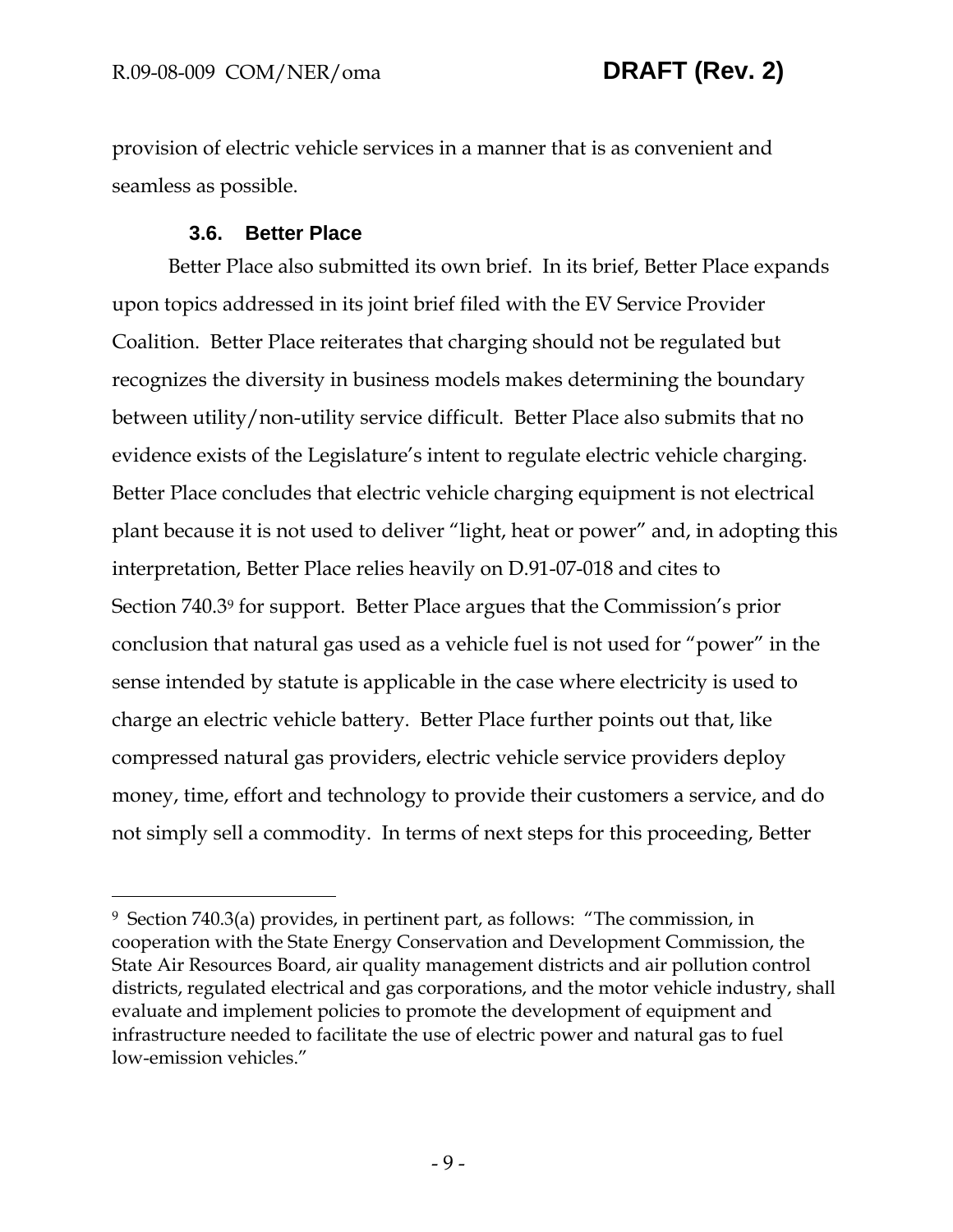provision of electric vehicle services in a manner that is as convenient and seamless as possible.

### 3.6. Better Place

Better Place also submitted its own brief. In its brief, Better Place expands upon topics addressed in its joint brief filed with the EV Service Provider Coalition. Better Place reiterates that charging should not be regulated but recognizes the diversity in business models makes determining the boundary between utility/non-utility service difficult. Better Place also submits that no evidence exists of the Legislature's intent to regulate electric vehicle charging. Better Place concludes that electric vehicle charging equipment is not electrical plant because it is not used to deliver "light, heat or power" and, in adopting this interpretation, Better Place relies heavily on D.91-07-018 and cites to Section 740.3[9] for support. Better Place argues that the Commission's prior conclusion that natural gas used as a vehicle fuel is not used for "power" in the sense intended by statute is applicable in the case where electricity is used to charge an electric vehicle battery. Better Place further points out that, like compressed natural gas providers, electric vehicle service providers deploy money, time, effort and technology to provide their customers a service, and do not simply sell a commodity. In terms of next steps for this proceeding, Better

---

[9] Section 740.3(a) provides, in pertinent part, as follows: "The commission, in cooperation with the State Energy Conservation and Development Commission, the State Air Resources Board, air quality management districts and air pollution control districts, regulated electrical and gas corporations, and the motor vehicle industry, shall evaluate and implement policies to promote the development of equipment and infrastructure needed to facilitate the use of electric power and natural gas to fuel low-emission vehicles."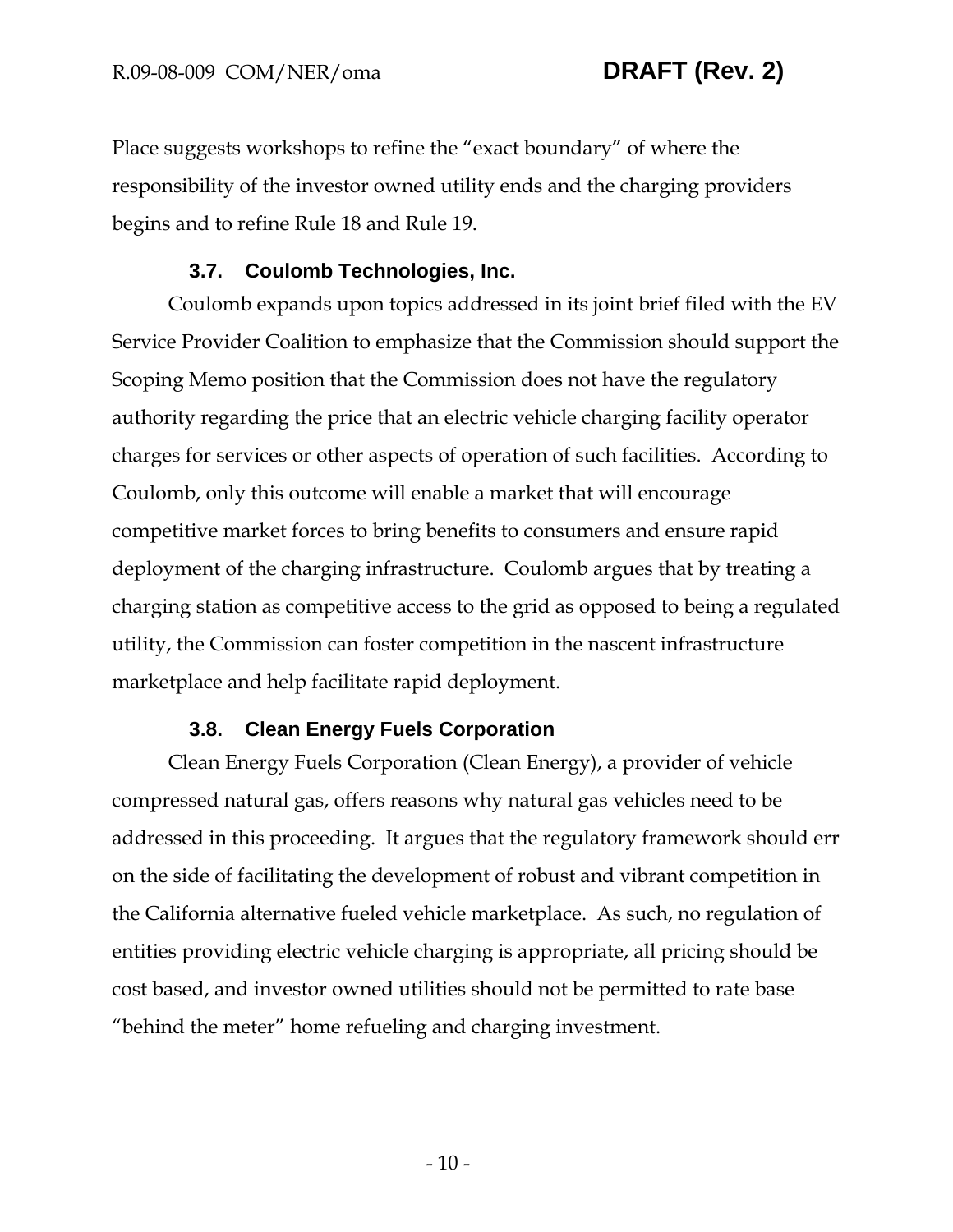Place suggests workshops to refine the "exact boundary" of where the responsibility of the investor owned utility ends and the charging providers begins and to refine Rule 18 and Rule 19.

### 3.7. Coulomb Technologies, Inc.

Coulomb expands upon topics addressed in its joint brief filed with the EV Service Provider Coalition to emphasize that the Commission should support the Scoping Memo position that the Commission does not have the regulatory authority regarding the price that an electric vehicle charging facility operator charges for services or other aspects of operation of such facilities. According to Coulomb, only this outcome will enable a market that will encourage competitive market forces to bring benefits to consumers and ensure rapid deployment of the charging infrastructure. Coulomb argues that by treating a charging station as competitive access to the grid as opposed to being a regulated utility, the Commission can foster competition in the nascent infrastructure marketplace and help facilitate rapid deployment.

### 3.8. Clean Energy Fuels Corporation

Clean Energy Fuels Corporation (Clean Energy), a provider of vehicle compressed natural gas, offers reasons why natural gas vehicles need to be addressed in this proceeding. It argues that the regulatory framework should err on the side of facilitating the development of robust and vibrant competition in the California alternative fueled vehicle marketplace. As such, no regulation of entities providing electric vehicle charging is appropriate, all pricing should be cost based, and investor owned utilities should not be permitted to rate base "behind the meter" home refueling and charging investment.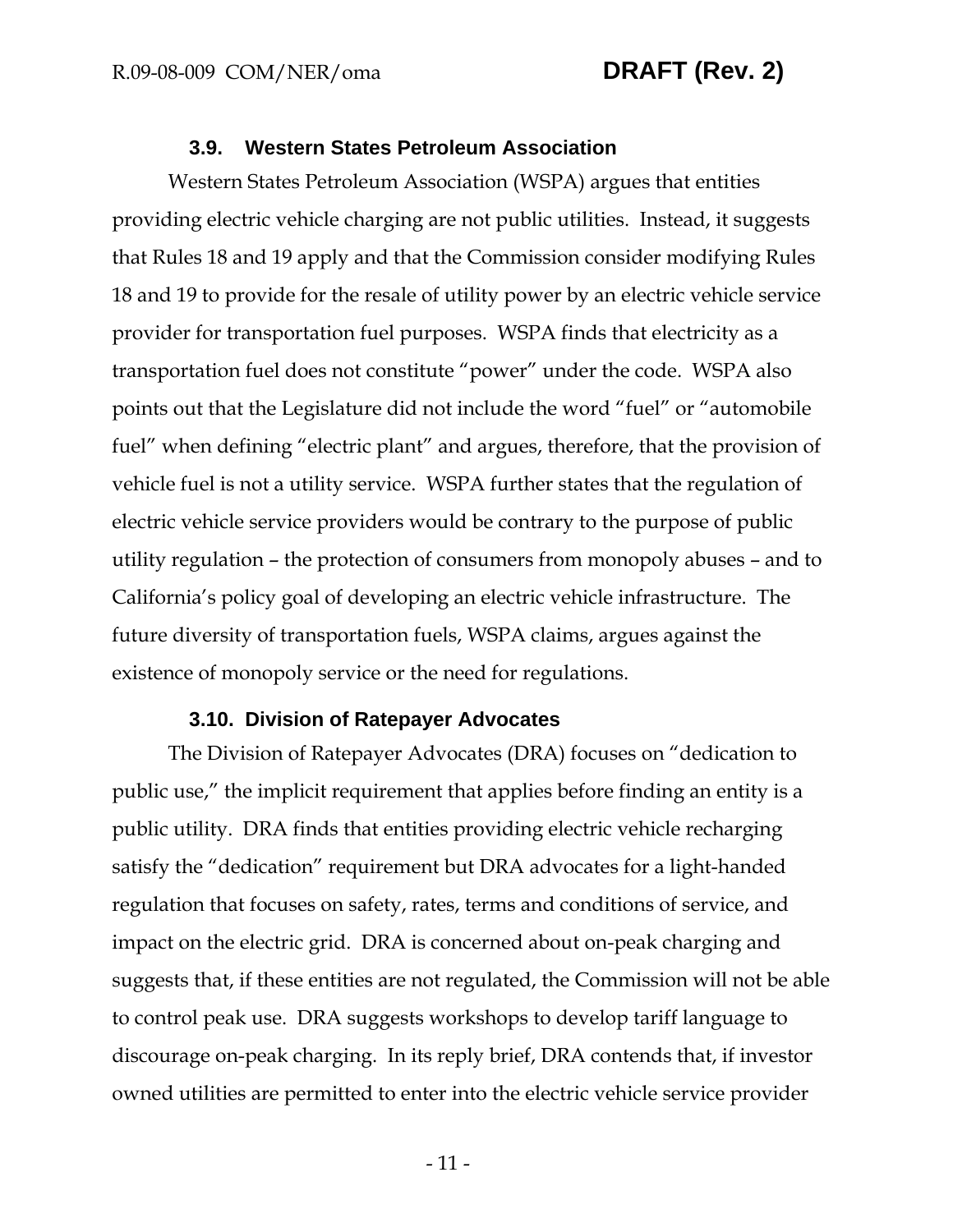### 3.9. Western States Petroleum Association

Western States Petroleum Association (WSPA) argues that entities providing electric vehicle charging are not public utilities. Instead, it suggests that Rules 18 and 19 apply and that the Commission consider modifying Rules 18 and 19 to provide for the resale of utility power by an electric vehicle service provider for transportation fuel purposes. WSPA finds that electricity as a transportation fuel does not constitute "power" under the code. WSPA also points out that the Legislature did not include the word "fuel" or "automobile fuel" when defining "electric plant" and argues, therefore, that the provision of vehicle fuel is not a utility service. WSPA further states that the regulation of electric vehicle service providers would be contrary to the purpose of public utility regulation – the protection of consumers from monopoly abuses – and to California's policy goal of developing an electric vehicle infrastructure. The future diversity of transportation fuels, WSPA claims, argues against the existence of monopoly service or the need for regulations.

### 3.10. Division of Ratepayer Advocates

The Division of Ratepayer Advocates (DRA) focuses on "dedication to public use," the implicit requirement that applies before finding an entity is a public utility. DRA finds that entities providing electric vehicle recharging satisfy the "dedication" requirement but DRA advocates for a light-handed regulation that focuses on safety, rates, terms and conditions of service, and impact on the electric grid. DRA is concerned about on-peak charging and suggests that, if these entities are not regulated, the Commission will not be able to control peak use. DRA suggests workshops to develop tariff language to discourage on-peak charging. In its reply brief, DRA contends that, if investor owned utilities are permitted to enter into the electric vehicle service provider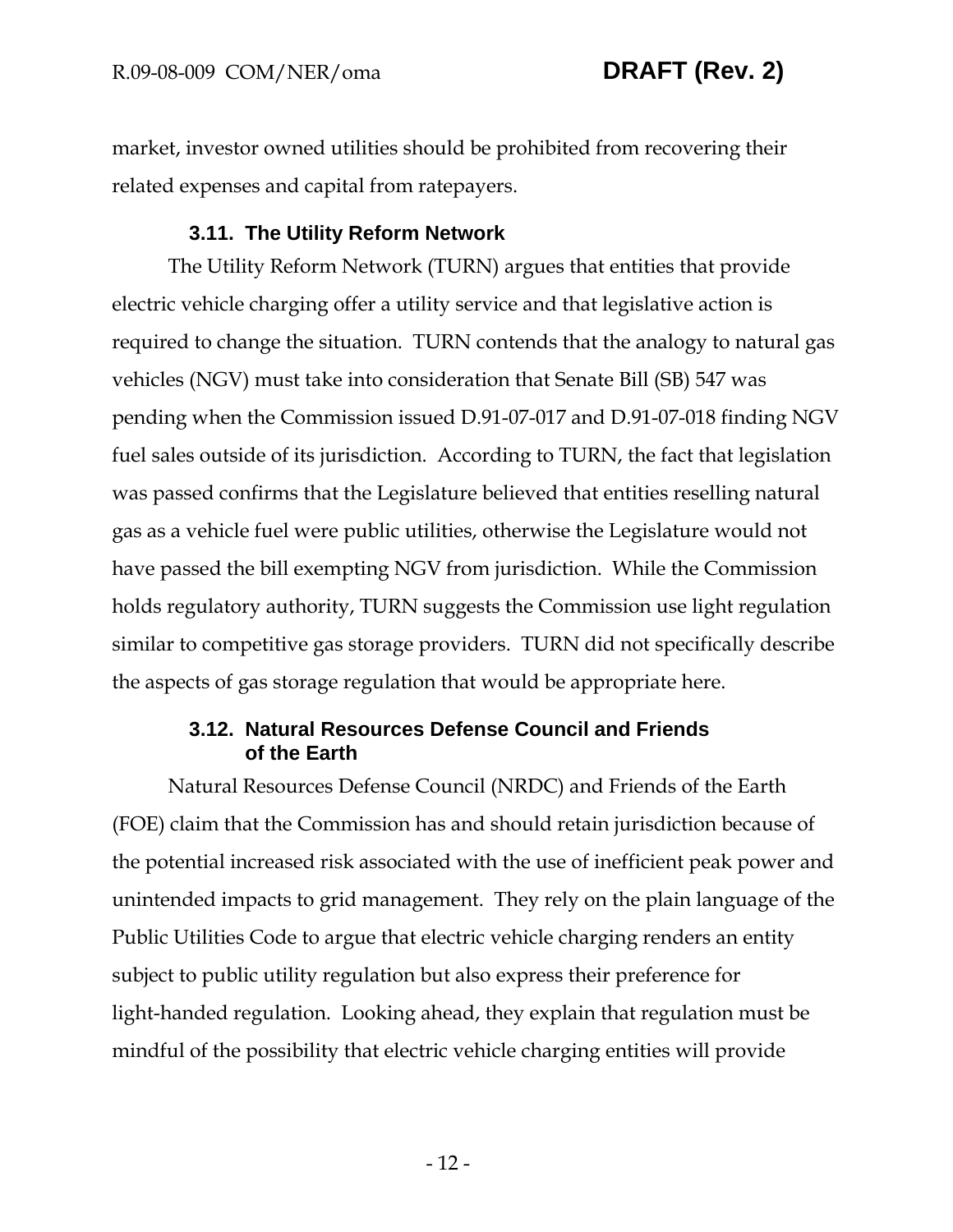market, investor owned utilities should be prohibited from recovering their related expenses and capital from ratepayers.

### 3.11. The Utility Reform Network

The Utility Reform Network (TURN) argues that entities that provide electric vehicle charging offer a utility service and that legislative action is required to change the situation. TURN contends that the analogy to natural gas vehicles (NGV) must take into consideration that Senate Bill (SB) 547 was pending when the Commission issued D.91-07-017 and D.91-07-018 finding NGV fuel sales outside of its jurisdiction. According to TURN, the fact that legislation was passed confirms that the Legislature believed that entities reselling natural gas as a vehicle fuel were public utilities, otherwise the Legislature would not have passed the bill exempting NGV from jurisdiction. While the Commission holds regulatory authority, TURN suggests the Commission use light regulation similar to competitive gas storage providers. TURN did not specifically describe the aspects of gas storage regulation that would be appropriate here.

### 3.12. Natural Resources Defense Council and Friends of the Earth

Natural Resources Defense Council (NRDC) and Friends of the Earth (FOE) claim that the Commission has and should retain jurisdiction because of the potential increased risk associated with the use of inefficient peak power and unintended impacts to grid management. They rely on the plain language of the Public Utilities Code to argue that electric vehicle charging renders an entity subject to public utility regulation but also express their preference for light-handed regulation. Looking ahead, they explain that regulation must be mindful of the possibility that electric vehicle charging entities will provide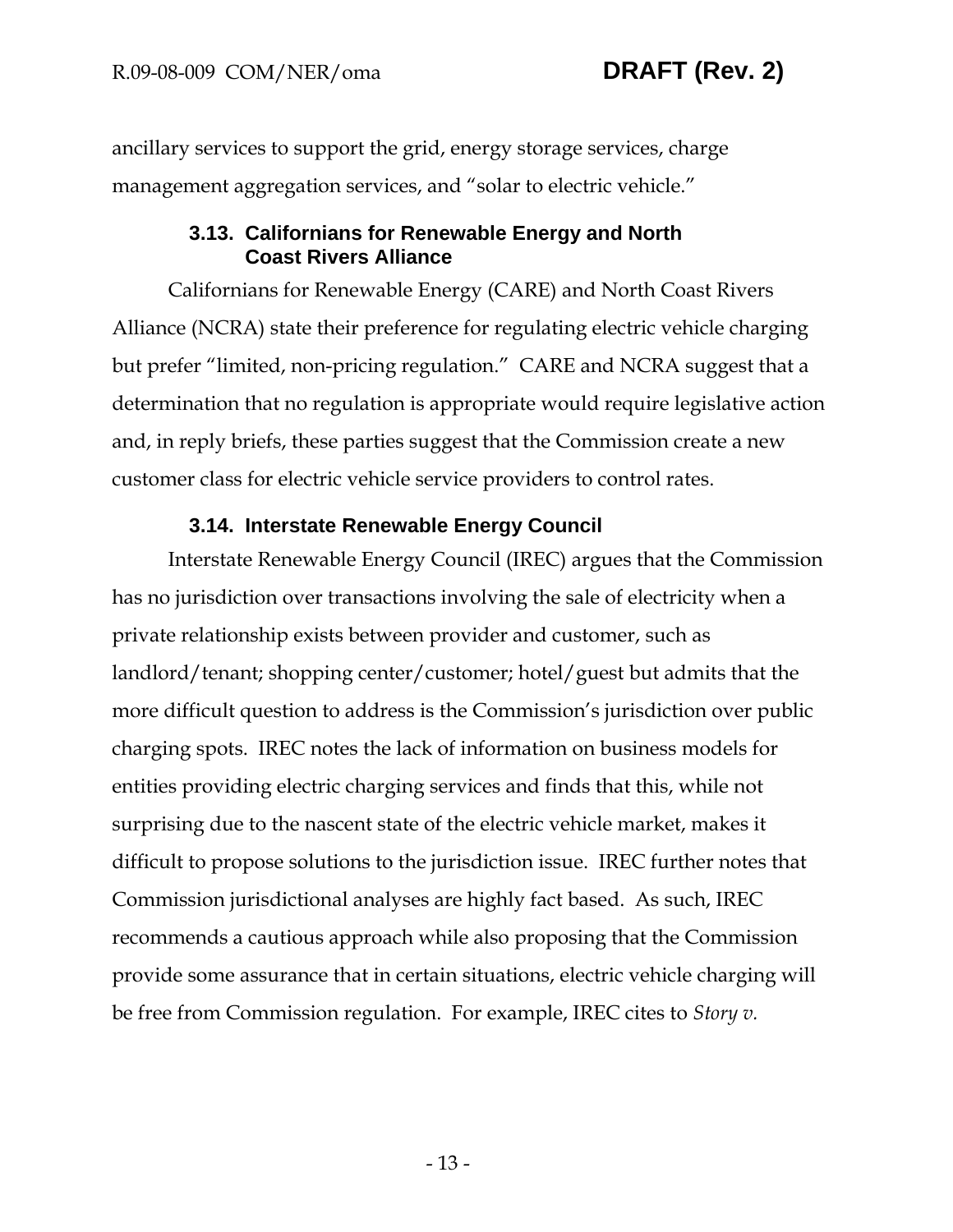ancillary services to support the grid, energy storage services, charge management aggregation services, and "solar to electric vehicle."

### 3.13. Californians for Renewable Energy and North Coast Rivers Alliance

Californians for Renewable Energy (CARE) and North Coast Rivers Alliance (NCRA) state their preference for regulating electric vehicle charging but prefer "limited, non-pricing regulation." CARE and NCRA suggest that a determination that no regulation is appropriate would require legislative action and, in reply briefs, these parties suggest that the Commission create a new customer class for electric vehicle service providers to control rates.

### 3.14. Interstate Renewable Energy Council

Interstate Renewable Energy Council (IREC) argues that the Commission has no jurisdiction over transactions involving the sale of electricity when a private relationship exists between provider and customer, such as landlord/tenant; shopping center/customer; hotel/guest but admits that the more difficult question to address is the Commission's jurisdiction over public charging spots. IREC notes the lack of information on business models for entities providing electric charging services and finds that this, while not surprising due to the nascent state of the electric vehicle market, makes it difficult to propose solutions to the jurisdiction issue. IREC further notes that Commission jurisdictional analyses are highly fact based. As such, IREC recommends a cautious approach while also proposing that the Commission provide some assurance that in certain situations, electric vehicle charging will be free from Commission regulation. For example, IREC cites to *Story v.*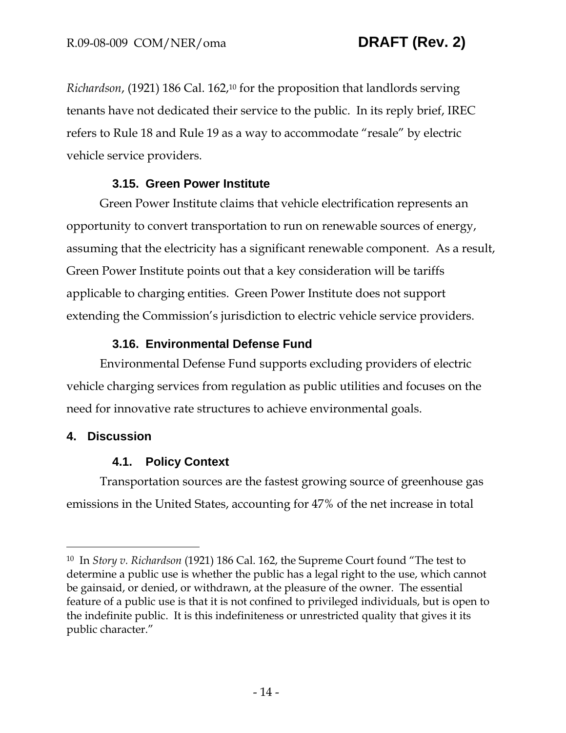*Richardson*, (1921) 186 Cal. 162,[10] for the proposition that landlords serving tenants have not dedicated their service to the public. In its reply brief, IREC refers to Rule 18 and Rule 19 as a way to accommodate "resale" by electric vehicle service providers.

### 3.15. Green Power Institute

Green Power Institute claims that vehicle electrification represents an opportunity to convert transportation to run on renewable sources of energy, assuming that the electricity has a significant renewable component. As a result, Green Power Institute points out that a key consideration will be tariffs applicable to charging entities. Green Power Institute does not support extending the Commission's jurisdiction to electric vehicle service providers.

### 3.16. Environmental Defense Fund

Environmental Defense Fund supports excluding providers of electric vehicle charging services from regulation as public utilities and focuses on the need for innovative rate structures to achieve environmental goals.

## 4. Discussion

### 4.1. Policy Context

Transportation sources are the fastest growing source of greenhouse gas emissions in the United States, accounting for 47% of the net increase in total

---

[10] In *Story v. Richardson* (1921) 186 Cal. 162, the Supreme Court found "The test to determine a public use is whether the public has a legal right to the use, which cannot be gainsaid, or denied, or withdrawn, at the pleasure of the owner. The essential feature of a public use is that it is not confined to privileged individuals, but is open to the indefinite public. It is this indefiniteness or unrestricted quality that gives it its public character."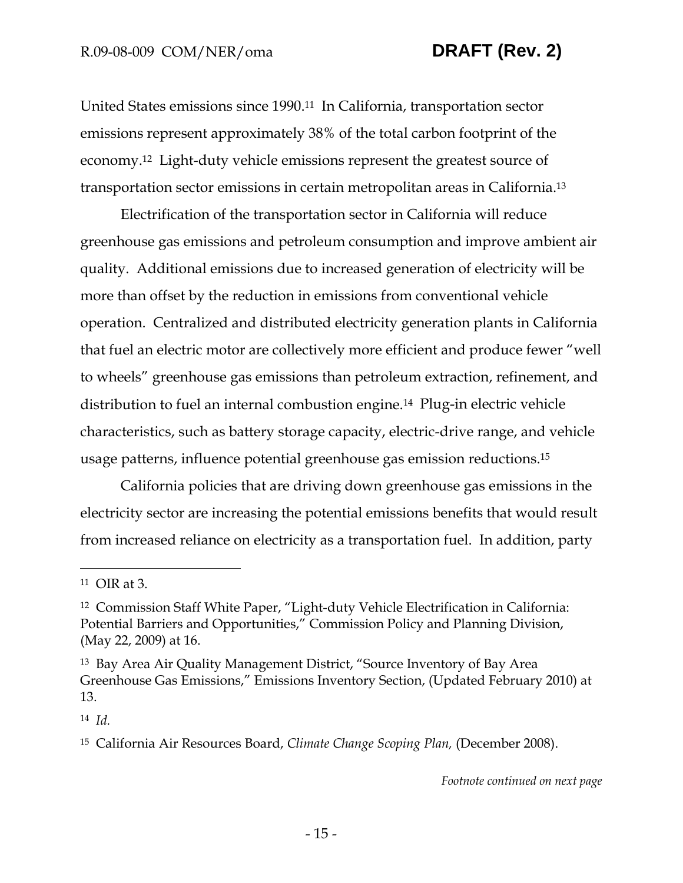United States emissions since 1990.[11] In California, transportation sector emissions represent approximately 38% of the total carbon footprint of the economy.[12] Light-duty vehicle emissions represent the greatest source of transportation sector emissions in certain metropolitan areas in California.[13]

Electrification of the transportation sector in California will reduce greenhouse gas emissions and petroleum consumption and improve ambient air quality. Additional emissions due to increased generation of electricity will be more than offset by the reduction in emissions from conventional vehicle operation. Centralized and distributed electricity generation plants in California that fuel an electric motor are collectively more efficient and produce fewer "well to wheels" greenhouse gas emissions than petroleum extraction, refinement, and distribution to fuel an internal combustion engine.[14] Plug-in electric vehicle characteristics, such as battery storage capacity, electric-drive range, and vehicle usage patterns, influence potential greenhouse gas emission reductions.[15]

California policies that are driving down greenhouse gas emissions in the electricity sector are increasing the potential emissions benefits that would result from increased reliance on electricity as a transportation fuel. In addition, party

---

[11] OIR at 3.

[12] Commission Staff White Paper, "Light-duty Vehicle Electrification in California: Potential Barriers and Opportunities," Commission Policy and Planning Division, (May 22, 2009) at 16.

[13] Bay Area Air Quality Management District, "Source Inventory of Bay Area Greenhouse Gas Emissions," Emissions Inventory Section, (Updated February 2010) at 13.

[14] *Id.*

[15] California Air Resources Board, *Climate Change Scoping Plan,* (December 2008).

*Footnote continued on next page*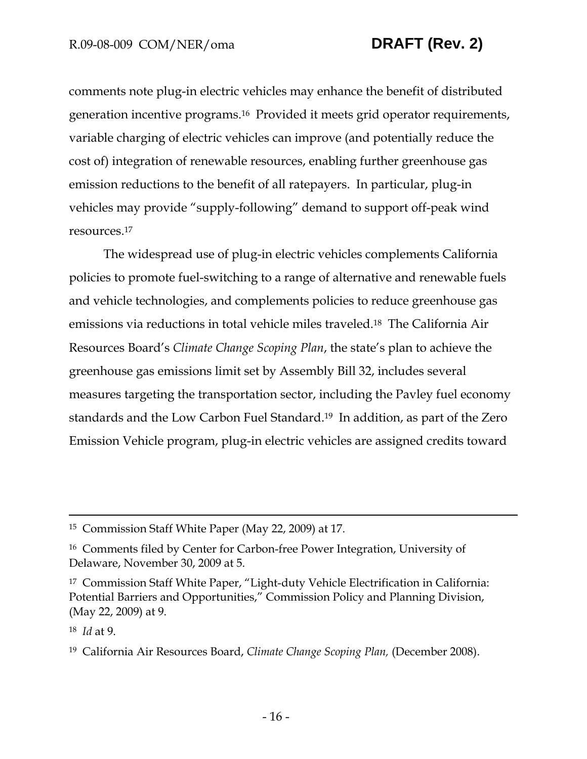comments note plug-in electric vehicles may enhance the benefit of distributed generation incentive programs.[16] Provided it meets grid operator requirements, variable charging of electric vehicles can improve (and potentially reduce the cost of) integration of renewable resources, enabling further greenhouse gas emission reductions to the benefit of all ratepayers. In particular, plug-in vehicles may provide "supply-following" demand to support off-peak wind resources.[17]

The widespread use of plug-in electric vehicles complements California policies to promote fuel-switching to a range of alternative and renewable fuels and vehicle technologies, and complements policies to reduce greenhouse gas emissions via reductions in total vehicle miles traveled.[18] The California Air Resources Board's *Climate Change Scoping Plan*, the state's plan to achieve the greenhouse gas emissions limit set by Assembly Bill 32, includes several measures targeting the transportation sector, including the Pavley fuel economy standards and the Low Carbon Fuel Standard.[19] In addition, as part of the Zero Emission Vehicle program, plug-in electric vehicles are assigned credits toward

---

[15] Commission Staff White Paper (May 22, 2009) at 17.

[16] Comments filed by Center for Carbon-free Power Integration, University of Delaware, November 30, 2009 at 5.

[17] Commission Staff White Paper, "Light-duty Vehicle Electrification in California: Potential Barriers and Opportunities," Commission Policy and Planning Division, (May 22, 2009) at 9.

[18] *Id* at 9.

[19] California Air Resources Board, *Climate Change Scoping Plan,* (December 2008).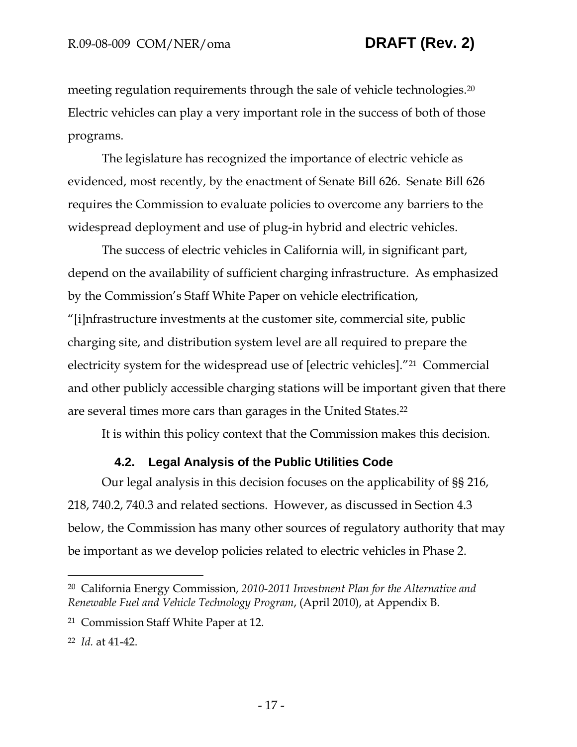meeting regulation requirements through the sale of vehicle technologies.[20] Electric vehicles can play a very important role in the success of both of those programs.

The legislature has recognized the importance of electric vehicle as evidenced, most recently, by the enactment of Senate Bill 626. Senate Bill 626 requires the Commission to evaluate policies to overcome any barriers to the widespread deployment and use of plug-in hybrid and electric vehicles.

The success of electric vehicles in California will, in significant part, depend on the availability of sufficient charging infrastructure. As emphasized by the Commission's Staff White Paper on vehicle electrification, "[i]nfrastructure investments at the customer site, commercial site, public charging site, and distribution system level are all required to prepare the electricity system for the widespread use of [electric vehicles]."[21] Commercial and other publicly accessible charging stations will be important given that there are several times more cars than garages in the United States.[22]

It is within this policy context that the Commission makes this decision.

### 4.2. Legal Analysis of the Public Utilities Code

Our legal analysis in this decision focuses on the applicability of §§ 216, 218, 740.2, 740.3 and related sections. However, as discussed in Section 4.3 below, the Commission has many other sources of regulatory authority that may be important as we develop policies related to electric vehicles in Phase 2.

---

[20] California Energy Commission, *2010-2011 Investment Plan for the Alternative and Renewable Fuel and Vehicle Technology Program*, (April 2010), at Appendix B.

[21] Commission Staff White Paper at 12.

[22] *Id.* at 41-42.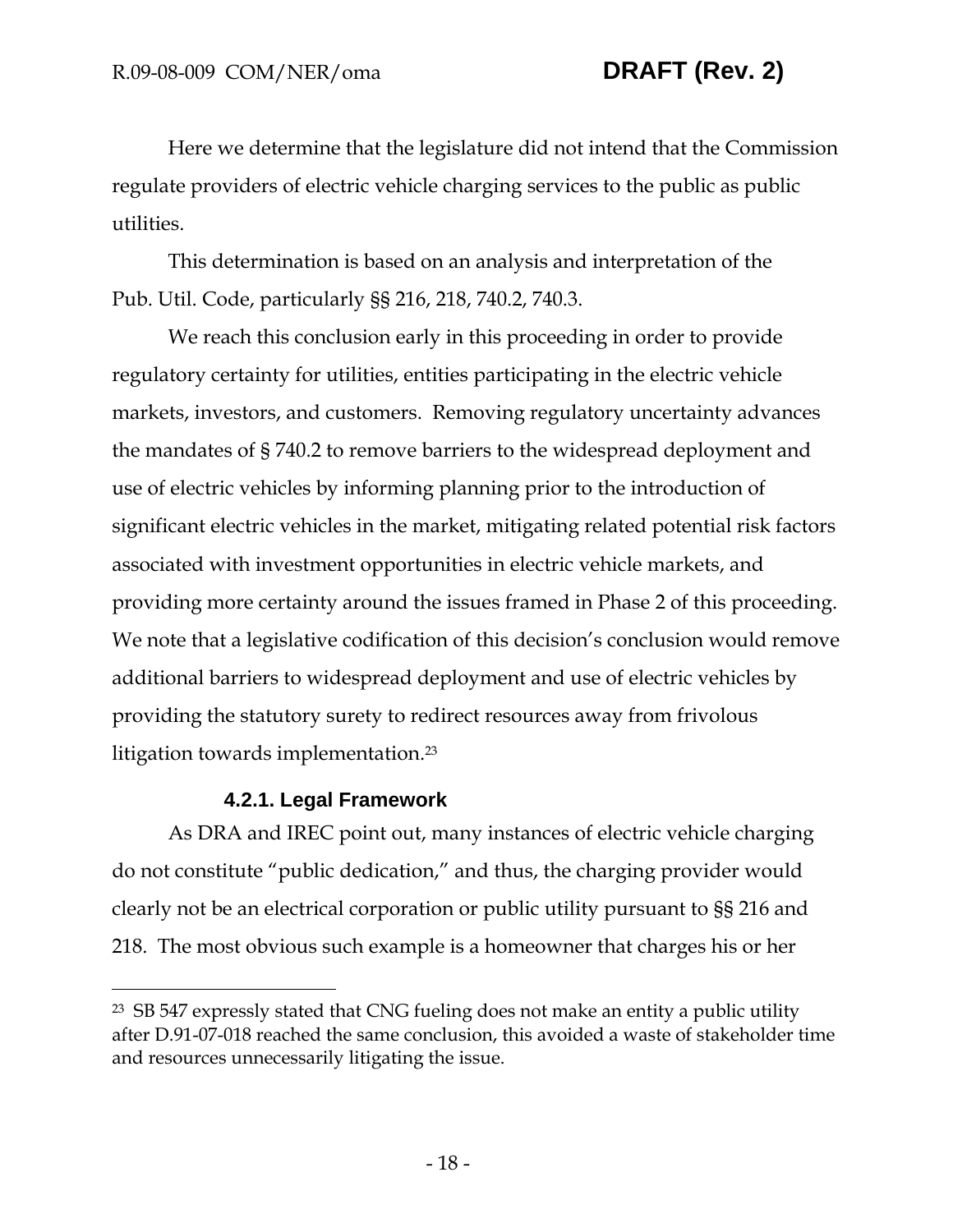Here we determine that the legislature did not intend that the Commission regulate providers of electric vehicle charging services to the public as public utilities.

This determination is based on an analysis and interpretation of the Pub. Util. Code, particularly §§ 216, 218, 740.2, 740.3.

We reach this conclusion early in this proceeding in order to provide regulatory certainty for utilities, entities participating in the electric vehicle markets, investors, and customers. Removing regulatory uncertainty advances the mandates of § 740.2 to remove barriers to the widespread deployment and use of electric vehicles by informing planning prior to the introduction of significant electric vehicles in the market, mitigating related potential risk factors associated with investment opportunities in electric vehicle markets, and providing more certainty around the issues framed in Phase 2 of this proceeding. We note that a legislative codification of this decision's conclusion would remove additional barriers to widespread deployment and use of electric vehicles by providing the statutory surety to redirect resources away from frivolous litigation towards implementation.[23]

#### 4.2.1. Legal Framework

As DRA and IREC point out, many instances of electric vehicle charging do not constitute "public dedication," and thus, the charging provider would clearly not be an electrical corporation or public utility pursuant to §§ 216 and 218. The most obvious such example is a homeowner that charges his or her

[23] SB 547 expressly stated that CNG fueling does not make an entity a public utility after D.91-07-018 reached the same conclusion, this avoided a waste of stakeholder time and resources unnecessarily litigating the issue.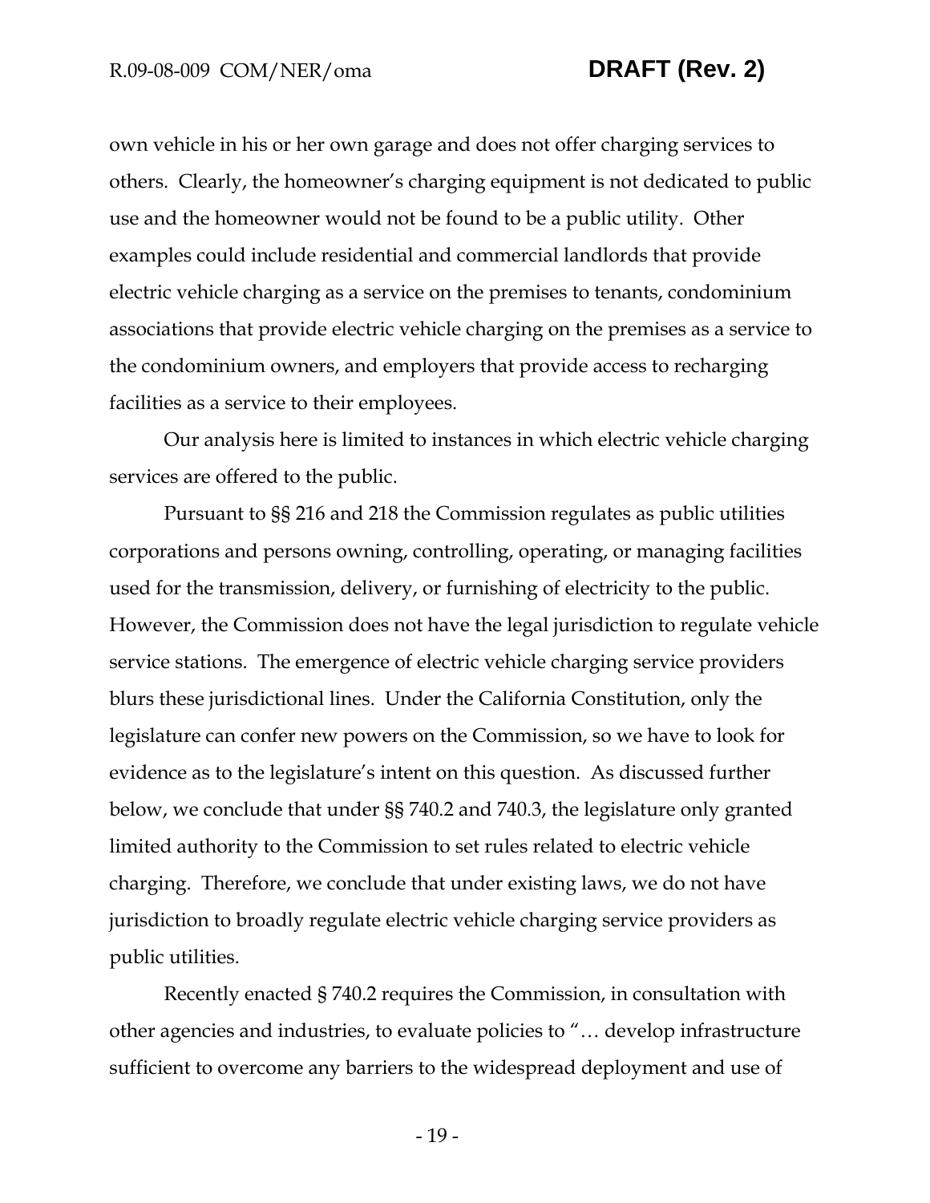own vehicle in his or her own garage and does not offer charging services to others. Clearly, the homeowner's charging equipment is not dedicated to public use and the homeowner would not be found to be a public utility. Other examples could include residential and commercial landlords that provide electric vehicle charging as a service on the premises to tenants, condominium associations that provide electric vehicle charging on the premises as a service to the condominium owners, and employers that provide access to recharging facilities as a service to their employees.

Our analysis here is limited to instances in which electric vehicle charging services are offered to the public.

Pursuant to §§ 216 and 218 the Commission regulates as public utilities corporations and persons owning, controlling, operating, or managing facilities used for the transmission, delivery, or furnishing of electricity to the public. However, the Commission does not have the legal jurisdiction to regulate vehicle service stations. The emergence of electric vehicle charging service providers blurs these jurisdictional lines. Under the California Constitution, only the legislature can confer new powers on the Commission, so we have to look for evidence as to the legislature's intent on this question. As discussed further below, we conclude that under §§ 740.2 and 740.3, the legislature only granted limited authority to the Commission to set rules related to electric vehicle charging. Therefore, we conclude that under existing laws, we do not have jurisdiction to broadly regulate electric vehicle charging service providers as public utilities.

Recently enacted § 740.2 requires the Commission, in consultation with other agencies and industries, to evaluate policies to "… develop infrastructure sufficient to overcome any barriers to the widespread deployment and use of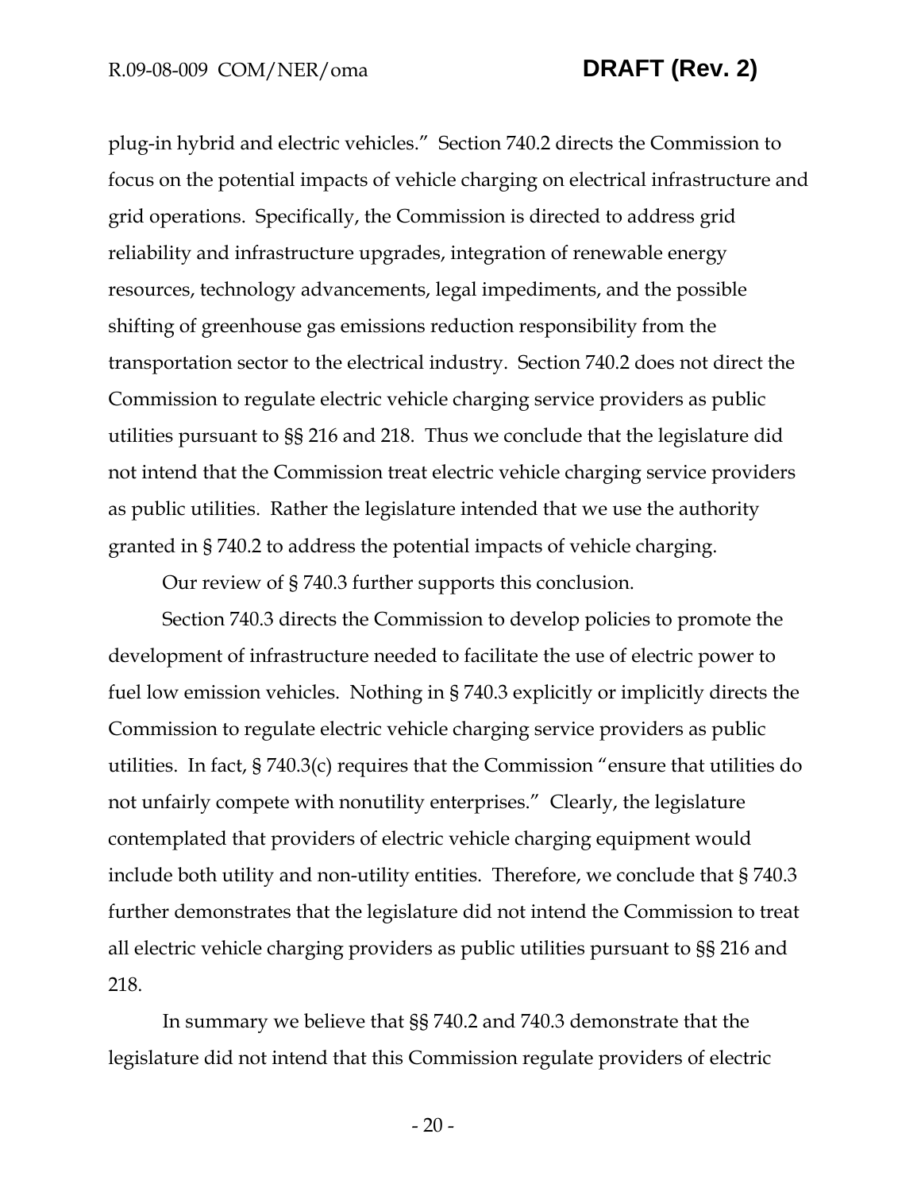plug-in hybrid and electric vehicles." Section 740.2 directs the Commission to focus on the potential impacts of vehicle charging on electrical infrastructure and grid operations. Specifically, the Commission is directed to address grid reliability and infrastructure upgrades, integration of renewable energy resources, technology advancements, legal impediments, and the possible shifting of greenhouse gas emissions reduction responsibility from the transportation sector to the electrical industry. Section 740.2 does not direct the Commission to regulate electric vehicle charging service providers as public utilities pursuant to §§ 216 and 218. Thus we conclude that the legislature did not intend that the Commission treat electric vehicle charging service providers as public utilities. Rather the legislature intended that we use the authority granted in § 740.2 to address the potential impacts of vehicle charging.

Our review of § 740.3 further supports this conclusion.

Section 740.3 directs the Commission to develop policies to promote the development of infrastructure needed to facilitate the use of electric power to fuel low emission vehicles. Nothing in § 740.3 explicitly or implicitly directs the Commission to regulate electric vehicle charging service providers as public utilities. In fact, § 740.3(c) requires that the Commission "ensure that utilities do not unfairly compete with nonutility enterprises." Clearly, the legislature contemplated that providers of electric vehicle charging equipment would include both utility and non-utility entities. Therefore, we conclude that § 740.3 further demonstrates that the legislature did not intend the Commission to treat all electric vehicle charging providers as public utilities pursuant to §§ 216 and 218.

In summary we believe that §§ 740.2 and 740.3 demonstrate that the legislature did not intend that this Commission regulate providers of electric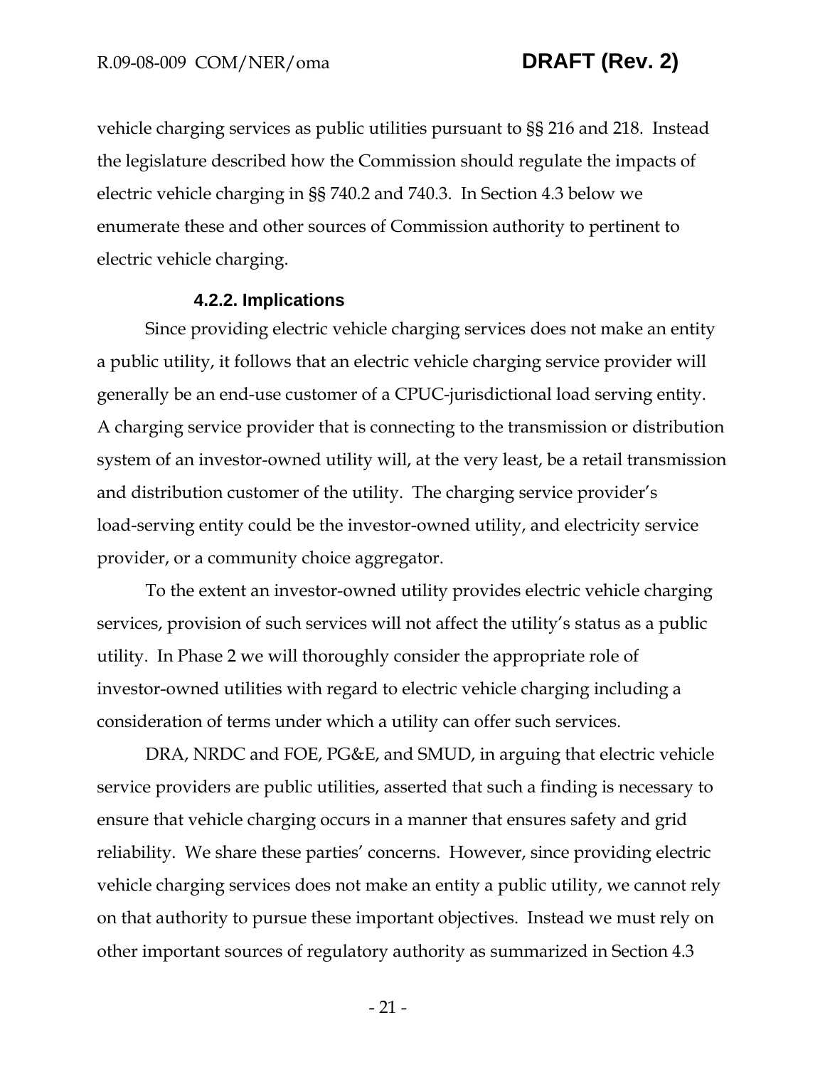vehicle charging services as public utilities pursuant to §§ 216 and 218. Instead the legislature described how the Commission should regulate the impacts of electric vehicle charging in §§ 740.2 and 740.3. In Section 4.3 below we enumerate these and other sources of Commission authority to pertinent to electric vehicle charging.

#### 4.2.2. Implications

Since providing electric vehicle charging services does not make an entity a public utility, it follows that an electric vehicle charging service provider will generally be an end-use customer of a CPUC-jurisdictional load serving entity. A charging service provider that is connecting to the transmission or distribution system of an investor-owned utility will, at the very least, be a retail transmission and distribution customer of the utility. The charging service provider's load-serving entity could be the investor-owned utility, and electricity service provider, or a community choice aggregator.

To the extent an investor-owned utility provides electric vehicle charging services, provision of such services will not affect the utility's status as a public utility. In Phase 2 we will thoroughly consider the appropriate role of investor-owned utilities with regard to electric vehicle charging including a consideration of terms under which a utility can offer such services.

DRA, NRDC and FOE, PG&E, and SMUD, in arguing that electric vehicle service providers are public utilities, asserted that such a finding is necessary to ensure that vehicle charging occurs in a manner that ensures safety and grid reliability. We share these parties' concerns. However, since providing electric vehicle charging services does not make an entity a public utility, we cannot rely on that authority to pursue these important objectives. Instead we must rely on other important sources of regulatory authority as summarized in Section 4.3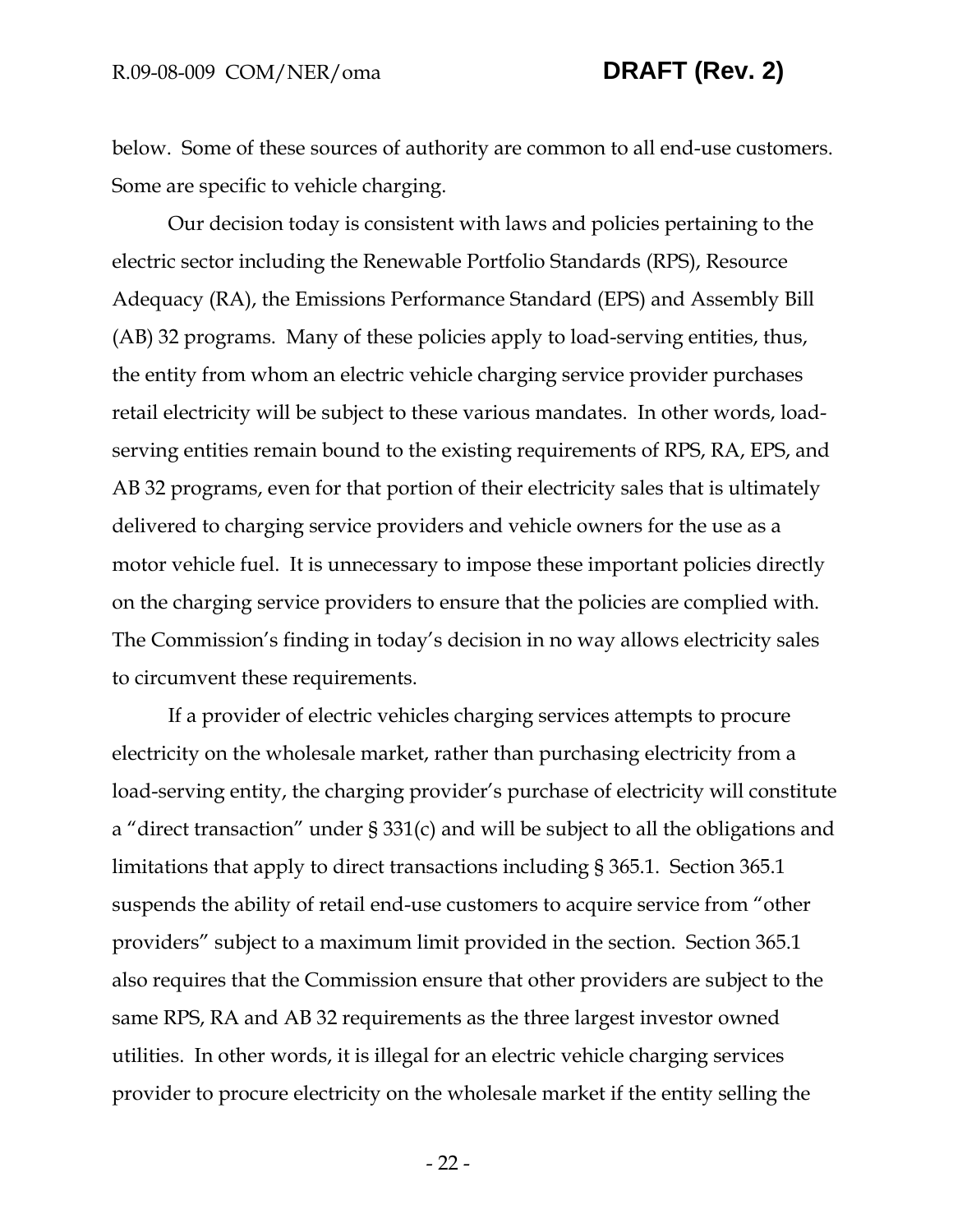below. Some of these sources of authority are common to all end-use customers. Some are specific to vehicle charging.

Our decision today is consistent with laws and policies pertaining to the electric sector including the Renewable Portfolio Standards (RPS), Resource Adequacy (RA), the Emissions Performance Standard (EPS) and Assembly Bill (AB) 32 programs. Many of these policies apply to load-serving entities, thus, the entity from whom an electric vehicle charging service provider purchases retail electricity will be subject to these various mandates. In other words, load-serving entities remain bound to the existing requirements of RPS, RA, EPS, and AB 32 programs, even for that portion of their electricity sales that is ultimately delivered to charging service providers and vehicle owners for the use as a motor vehicle fuel. It is unnecessary to impose these important policies directly on the charging service providers to ensure that the policies are complied with. The Commission's finding in today's decision in no way allows electricity sales to circumvent these requirements.

If a provider of electric vehicles charging services attempts to procure electricity on the wholesale market, rather than purchasing electricity from a load-serving entity, the charging provider's purchase of electricity will constitute a "direct transaction" under § 331(c) and will be subject to all the obligations and limitations that apply to direct transactions including § 365.1. Section 365.1 suspends the ability of retail end-use customers to acquire service from "other providers" subject to a maximum limit provided in the section. Section 365.1 also requires that the Commission ensure that other providers are subject to the same RPS, RA and AB 32 requirements as the three largest investor owned utilities. In other words, it is illegal for an electric vehicle charging services provider to procure electricity on the wholesale market if the entity selling the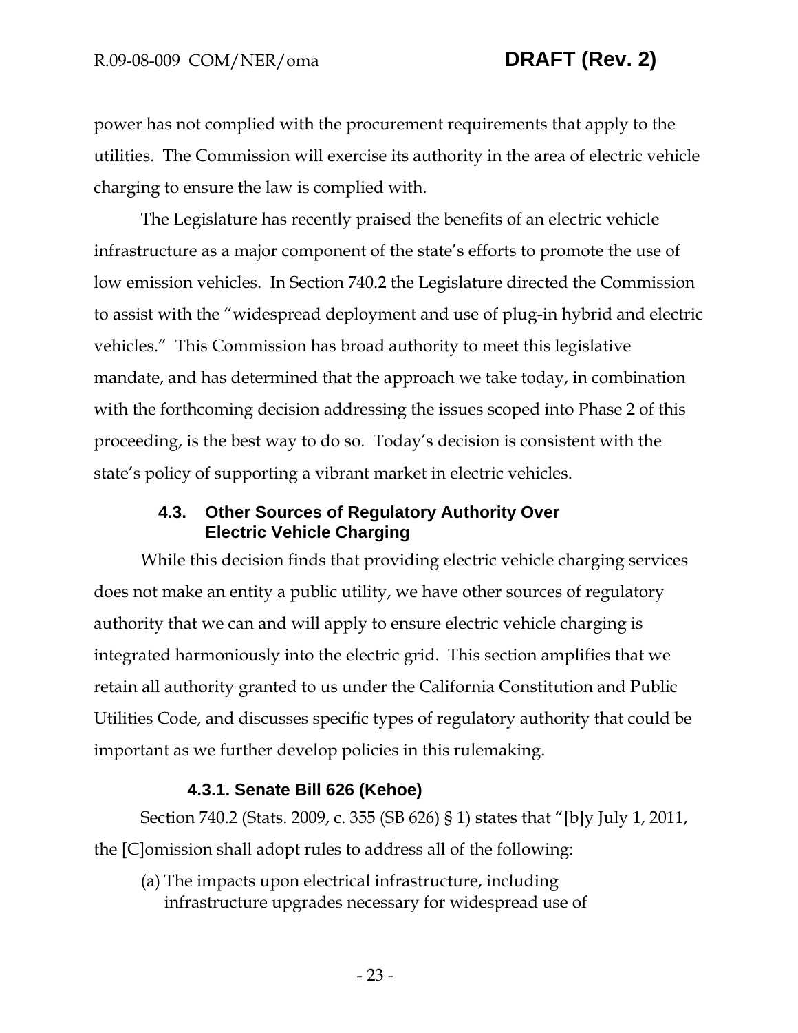power has not complied with the procurement requirements that apply to the utilities. The Commission will exercise its authority in the area of electric vehicle charging to ensure the law is complied with.

The Legislature has recently praised the benefits of an electric vehicle infrastructure as a major component of the state's efforts to promote the use of low emission vehicles. In Section 740.2 the Legislature directed the Commission to assist with the "widespread deployment and use of plug-in hybrid and electric vehicles." This Commission has broad authority to meet this legislative mandate, and has determined that the approach we take today, in combination with the forthcoming decision addressing the issues scoped into Phase 2 of this proceeding, is the best way to do so. Today's decision is consistent with the state's policy of supporting a vibrant market in electric vehicles.

### 4.3. Other Sources of Regulatory Authority Over Electric Vehicle Charging

While this decision finds that providing electric vehicle charging services does not make an entity a public utility, we have other sources of regulatory authority that we can and will apply to ensure electric vehicle charging is integrated harmoniously into the electric grid. This section amplifies that we retain all authority granted to us under the California Constitution and Public Utilities Code, and discusses specific types of regulatory authority that could be important as we further develop policies in this rulemaking.

#### 4.3.1. Senate Bill 626 (Kehoe)

Section 740.2 (Stats. 2009, c. 355 (SB 626) § 1) states that "[b]y July 1, 2011, the [C]omission shall adopt rules to address all of the following:

(a) The impacts upon electrical infrastructure, including infrastructure upgrades necessary for widespread use of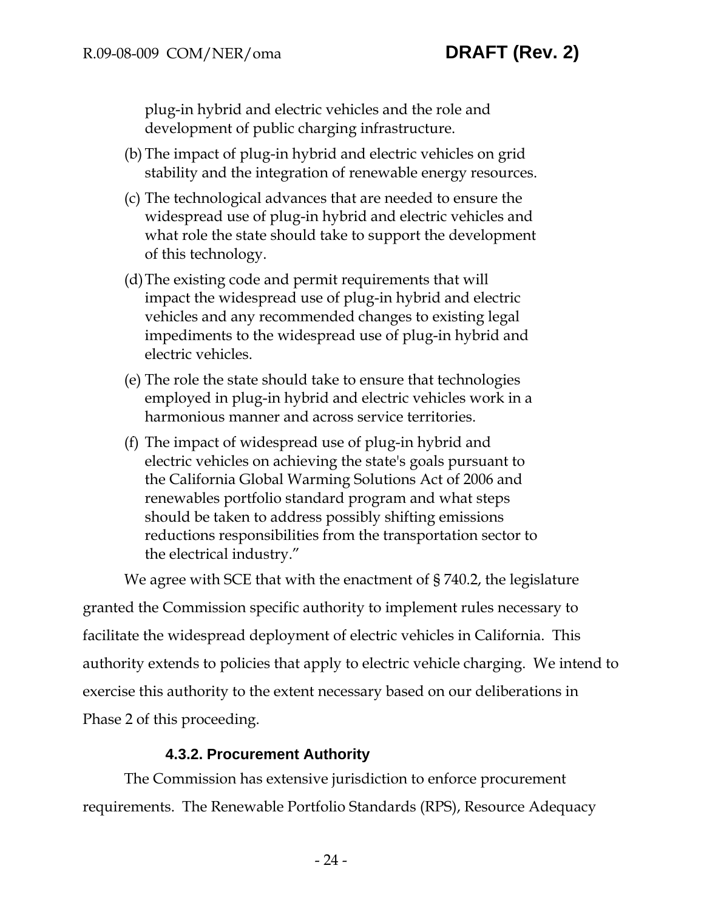plug-in hybrid and electric vehicles and the role and development of public charging infrastructure.

(b) The impact of plug-in hybrid and electric vehicles on grid stability and the integration of renewable energy resources.

(c) The technological advances that are needed to ensure the widespread use of plug-in hybrid and electric vehicles and what role the state should take to support the development of this technology.

(d) The existing code and permit requirements that will impact the widespread use of plug-in hybrid and electric vehicles and any recommended changes to existing legal impediments to the widespread use of plug-in hybrid and electric vehicles.

(e) The role the state should take to ensure that technologies employed in plug-in hybrid and electric vehicles work in a harmonious manner and across service territories.

(f) The impact of widespread use of plug-in hybrid and electric vehicles on achieving the state's goals pursuant to the California Global Warming Solutions Act of 2006 and renewables portfolio standard program and what steps should be taken to address possibly shifting emissions reductions responsibilities from the transportation sector to the electrical industry."

We agree with SCE that with the enactment of § 740.2, the legislature granted the Commission specific authority to implement rules necessary to facilitate the widespread deployment of electric vehicles in California. This authority extends to policies that apply to electric vehicle charging. We intend to exercise this authority to the extent necessary based on our deliberations in Phase 2 of this proceeding.

#### 4.3.2. Procurement Authority

The Commission has extensive jurisdiction to enforce procurement requirements. The Renewable Portfolio Standards (RPS), Resource Adequacy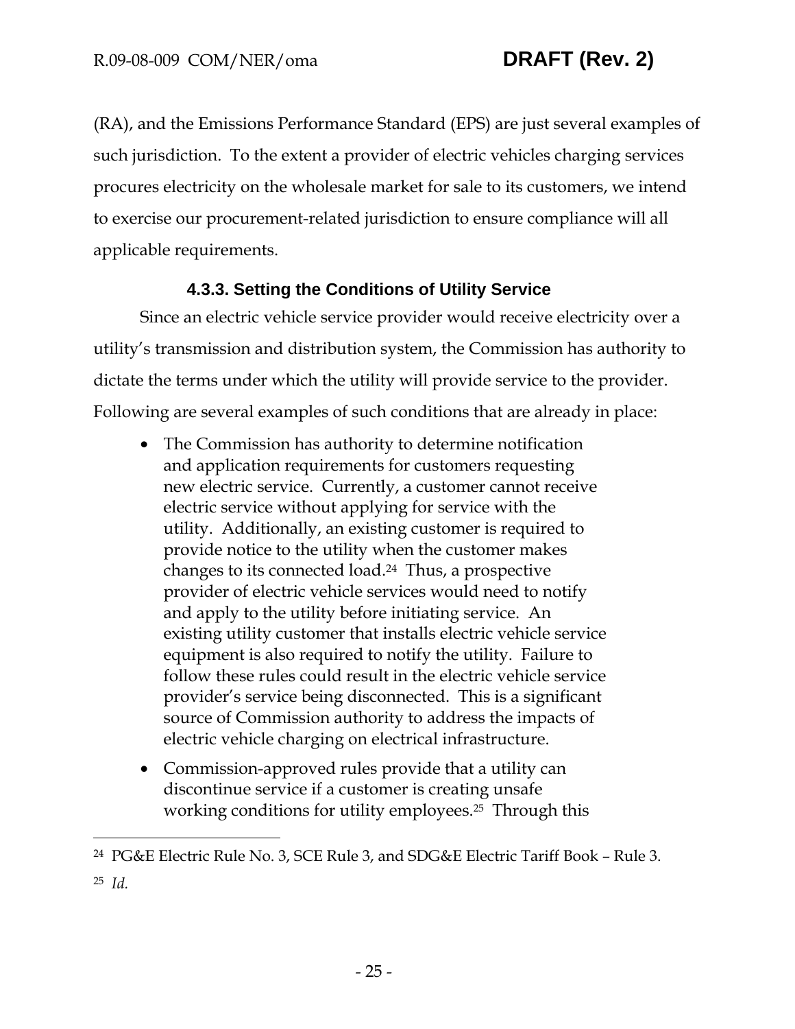(RA), and the Emissions Performance Standard (EPS) are just several examples of such jurisdiction. To the extent a provider of electric vehicles charging services procures electricity on the wholesale market for sale to its customers, we intend to exercise our procurement-related jurisdiction to ensure compliance will all applicable requirements.

#### 4.3.3. Setting the Conditions of Utility Service

Since an electric vehicle service provider would receive electricity over a utility's transmission and distribution system, the Commission has authority to dictate the terms under which the utility will provide service to the provider. Following are several examples of such conditions that are already in place:

- The Commission has authority to determine notification and application requirements for customers requesting new electric service. Currently, a customer cannot receive electric service without applying for service with the utility. Additionally, an existing customer is required to provide notice to the utility when the customer makes changes to its connected load.[24] Thus, a prospective provider of electric vehicle services would need to notify and apply to the utility before initiating service. An existing utility customer that installs electric vehicle service equipment is also required to notify the utility. Failure to follow these rules could result in the electric vehicle service provider's service being disconnected. This is a significant source of Commission authority to address the impacts of electric vehicle charging on electrical infrastructure.
- Commission-approved rules provide that a utility can discontinue service if a customer is creating unsafe working conditions for utility employees.[25] Through this

---

[24] PG&E Electric Rule No. 3, SCE Rule 3, and SDG&E Electric Tariff Book – Rule 3.

[25] *Id.*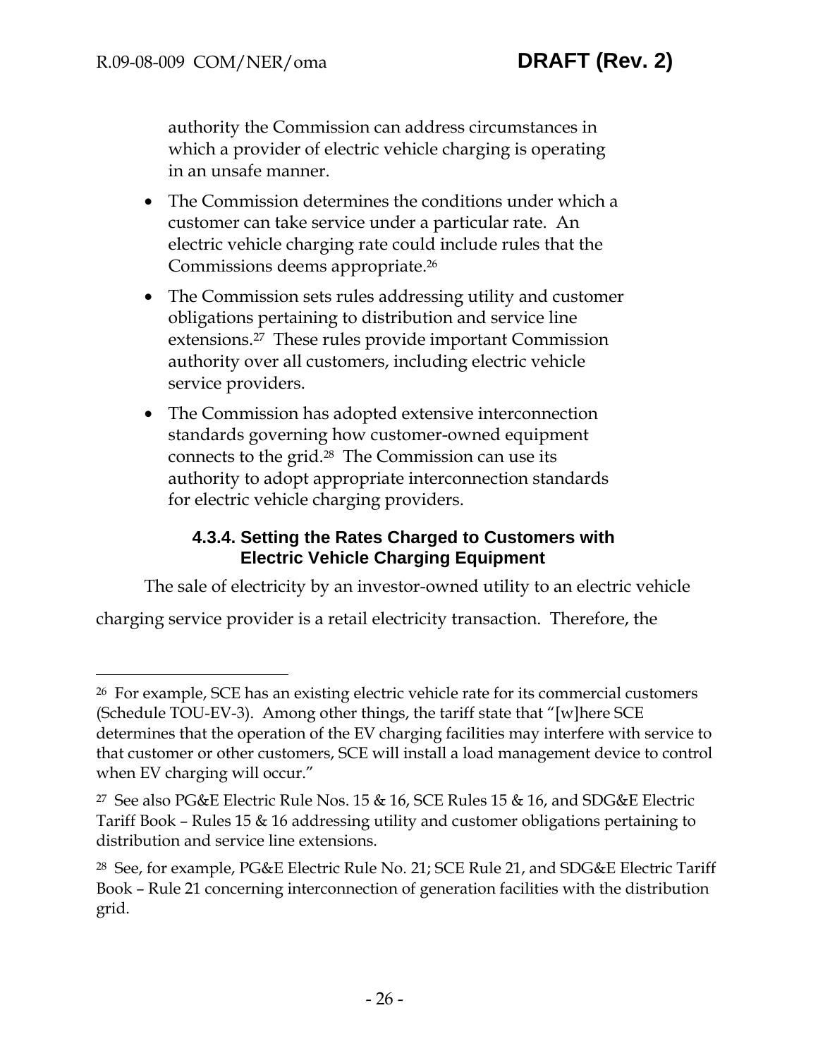authority the Commission can address circumstances in which a provider of electric vehicle charging is operating in an unsafe manner.

- The Commission determines the conditions under which a customer can take service under a particular rate. An electric vehicle charging rate could include rules that the Commissions deems appropriate.[26]
- The Commission sets rules addressing utility and customer obligations pertaining to distribution and service line extensions.[27] These rules provide important Commission authority over all customers, including electric vehicle service providers.
- The Commission has adopted extensive interconnection standards governing how customer-owned equipment connects to the grid.[28] The Commission can use its authority to adopt appropriate interconnection standards for electric vehicle charging providers.

#### 4.3.4. Setting the Rates Charged to Customers with Electric Vehicle Charging Equipment

The sale of electricity by an investor-owned utility to an electric vehicle charging service provider is a retail electricity transaction. Therefore, the

---

[26] For example, SCE has an existing electric vehicle rate for its commercial customers (Schedule TOU-EV-3). Among other things, the tariff state that "[w]here SCE determines that the operation of the EV charging facilities may interfere with service to that customer or other customers, SCE will install a load management device to control when EV charging will occur."

[27] See also PG&E Electric Rule Nos. 15 & 16, SCE Rules 15 & 16, and SDG&E Electric Tariff Book – Rules 15 & 16 addressing utility and customer obligations pertaining to distribution and service line extensions.

[28] See, for example, PG&E Electric Rule No. 21; SCE Rule 21, and SDG&E Electric Tariff Book – Rule 21 concerning interconnection of generation facilities with the distribution grid.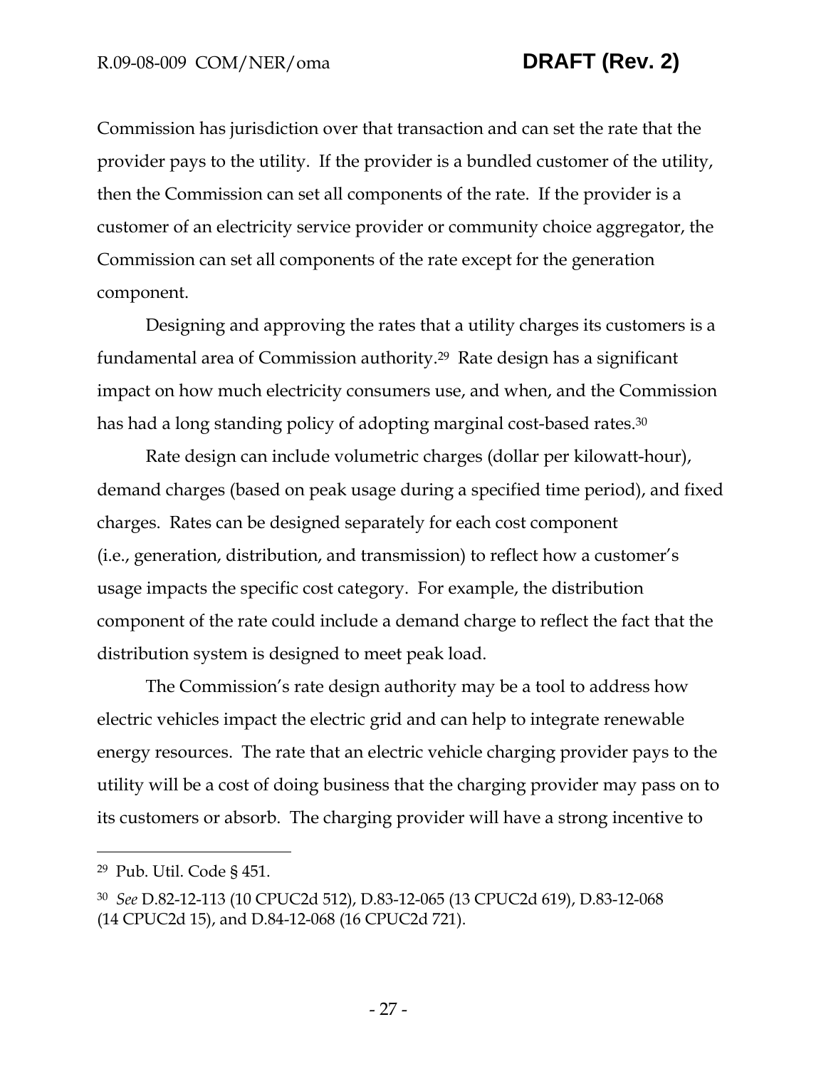Commission has jurisdiction over that transaction and can set the rate that the provider pays to the utility. If the provider is a bundled customer of the utility, then the Commission can set all components of the rate. If the provider is a customer of an electricity service provider or community choice aggregator, the Commission can set all components of the rate except for the generation component.

Designing and approving the rates that a utility charges its customers is a fundamental area of Commission authority.[29] Rate design has a significant impact on how much electricity consumers use, and when, and the Commission has had a long standing policy of adopting marginal cost-based rates.[30]

Rate design can include volumetric charges (dollar per kilowatt-hour), demand charges (based on peak usage during a specified time period), and fixed charges. Rates can be designed separately for each cost component (i.e., generation, distribution, and transmission) to reflect how a customer's usage impacts the specific cost category. For example, the distribution component of the rate could include a demand charge to reflect the fact that the distribution system is designed to meet peak load.

The Commission's rate design authority may be a tool to address how electric vehicles impact the electric grid and can help to integrate renewable energy resources. The rate that an electric vehicle charging provider pays to the utility will be a cost of doing business that the charging provider may pass on to its customers or absorb. The charging provider will have a strong incentive to

---

[29] Pub. Util. Code § 451.

[30] *See* D.82-12-113 (10 CPUC2d 512), D.83-12-065 (13 CPUC2d 619), D.83-12-068 (14 CPUC2d 15), and D.84-12-068 (16 CPUC2d 721).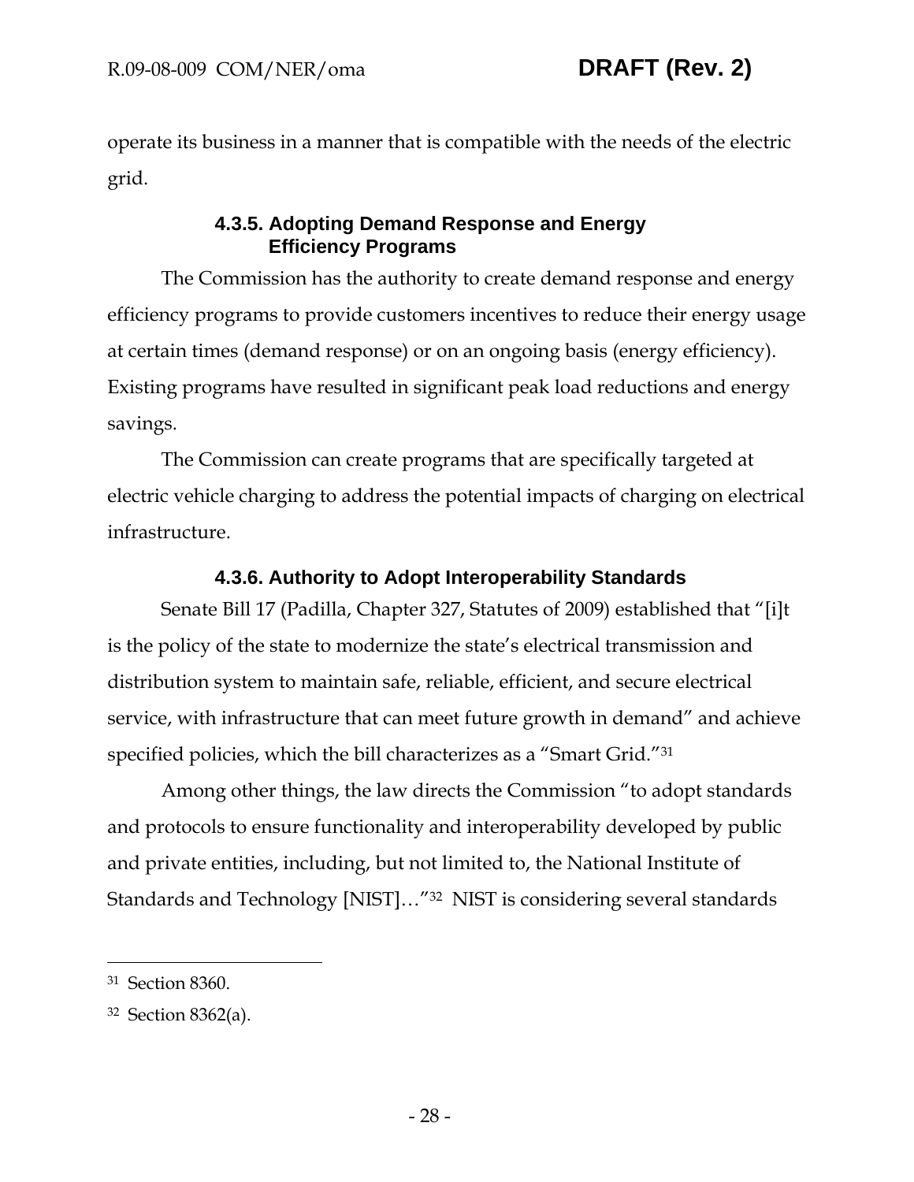operate its business in a manner that is compatible with the needs of the electric grid.

#### 4.3.5. Adopting Demand Response and Energy Efficiency Programs

The Commission has the authority to create demand response and energy efficiency programs to provide customers incentives to reduce their energy usage at certain times (demand response) or on an ongoing basis (energy efficiency). Existing programs have resulted in significant peak load reductions and energy savings.

The Commission can create programs that are specifically targeted at electric vehicle charging to address the potential impacts of charging on electrical infrastructure.

#### 4.3.6. Authority to Adopt Interoperability Standards

Senate Bill 17 (Padilla, Chapter 327, Statutes of 2009) established that "[i]t is the policy of the state to modernize the state's electrical transmission and distribution system to maintain safe, reliable, efficient, and secure electrical service, with infrastructure that can meet future growth in demand" and achieve specified policies, which the bill characterizes as a "Smart Grid."[31]

Among other things, the law directs the Commission "to adopt standards and protocols to ensure functionality and interoperability developed by public and private entities, including, but not limited to, the National Institute of Standards and Technology [NIST]…"[32] NIST is considering several standards

---

[31] Section 8360.

[32] Section 8362(a).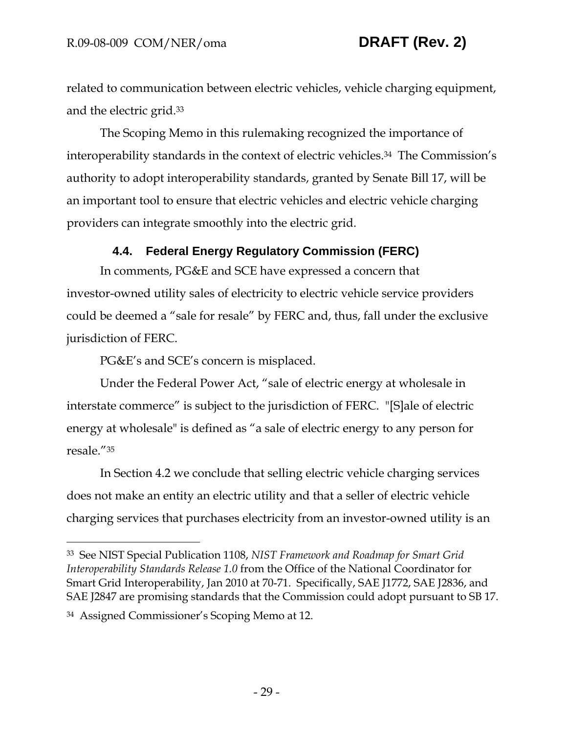related to communication between electric vehicles, vehicle charging equipment, and the electric grid.[33]

The Scoping Memo in this rulemaking recognized the importance of interoperability standards in the context of electric vehicles.[34] The Commission's authority to adopt interoperability standards, granted by Senate Bill 17, will be an important tool to ensure that electric vehicles and electric vehicle charging providers can integrate smoothly into the electric grid.

### 4.4. Federal Energy Regulatory Commission (FERC)

In comments, PG&E and SCE have expressed a concern that investor-owned utility sales of electricity to electric vehicle service providers could be deemed a "sale for resale" by FERC and, thus, fall under the exclusive jurisdiction of FERC.

PG&E's and SCE's concern is misplaced.

Under the Federal Power Act, "sale of electric energy at wholesale in interstate commerce" is subject to the jurisdiction of FERC. "[S]ale of electric energy at wholesale" is defined as "a sale of electric energy to any person for resale."[35]

In Section 4.2 we conclude that selling electric vehicle charging services does not make an entity an electric utility and that a seller of electric vehicle charging services that purchases electricity from an investor-owned utility is an

---

[33] See NIST Special Publication 1108, *NIST Framework and Roadmap for Smart Grid Interoperability Standards Release 1.0* from the Office of the National Coordinator for Smart Grid Interoperability, Jan 2010 at 70-71. Specifically, SAE J1772, SAE J2836, and SAE J2847 are promising standards that the Commission could adopt pursuant to SB 17.

[34] Assigned Commissioner's Scoping Memo at 12.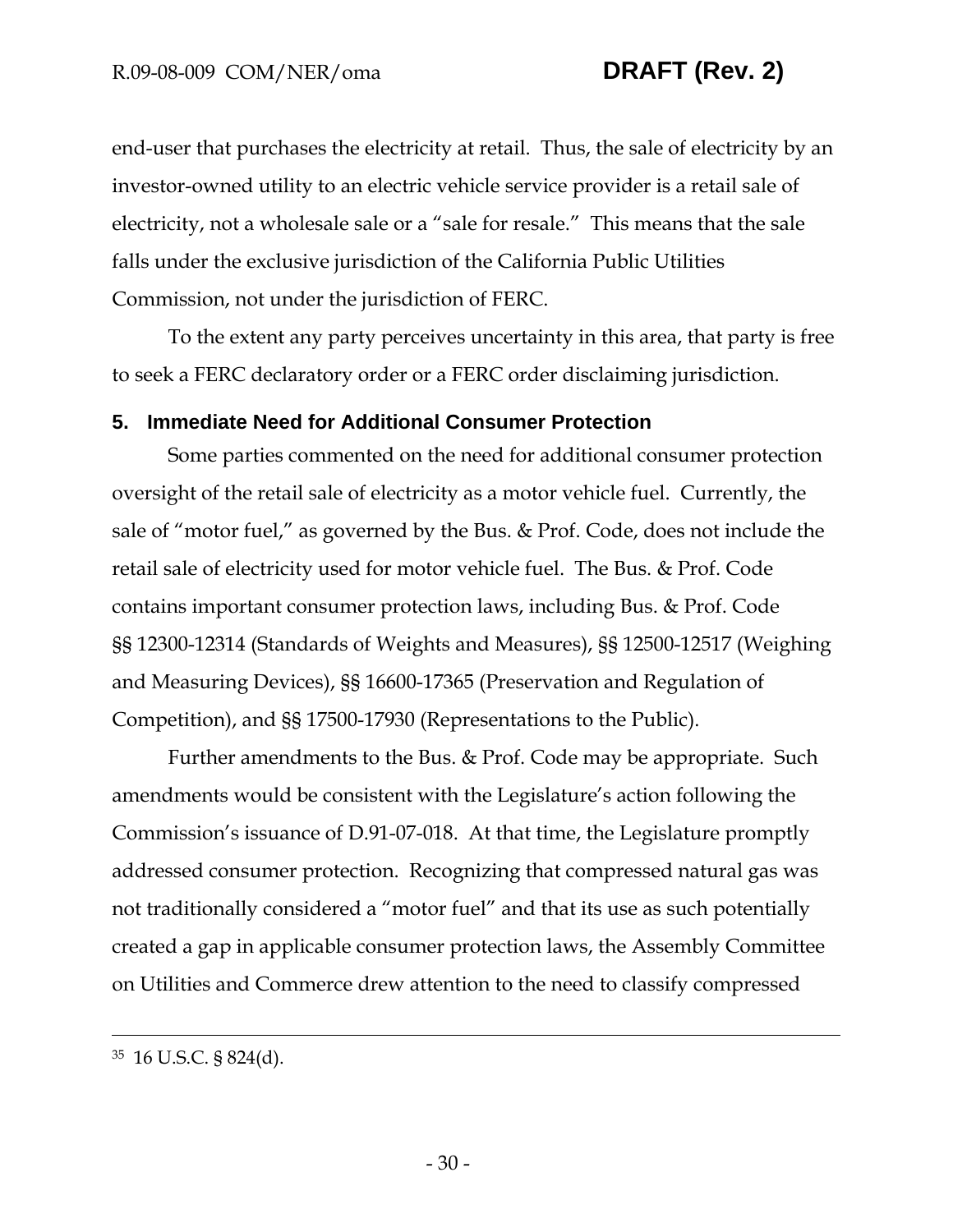end-user that purchases the electricity at retail. Thus, the sale of electricity by an investor-owned utility to an electric vehicle service provider is a retail sale of electricity, not a wholesale sale or a "sale for resale." This means that the sale falls under the exclusive jurisdiction of the California Public Utilities Commission, not under the jurisdiction of FERC.

To the extent any party perceives uncertainty in this area, that party is free to seek a FERC declaratory order or a FERC order disclaiming jurisdiction.

## 5. Immediate Need for Additional Consumer Protection

Some parties commented on the need for additional consumer protection oversight of the retail sale of electricity as a motor vehicle fuel. Currently, the sale of "motor fuel," as governed by the Bus. & Prof. Code, does not include the retail sale of electricity used for motor vehicle fuel. The Bus. & Prof. Code contains important consumer protection laws, including Bus. & Prof. Code §§ 12300-12314 (Standards of Weights and Measures), §§ 12500-12517 (Weighing and Measuring Devices), §§ 16600-17365 (Preservation and Regulation of Competition), and §§ 17500-17930 (Representations to the Public).

Further amendments to the Bus. & Prof. Code may be appropriate. Such amendments would be consistent with the Legislature's action following the Commission's issuance of D.91-07-018. At that time, the Legislature promptly addressed consumer protection. Recognizing that compressed natural gas was not traditionally considered a "motor fuel" and that its use as such potentially created a gap in applicable consumer protection laws, the Assembly Committee on Utilities and Commerce drew attention to the need to classify compressed

---

[35] 16 U.S.C. § 824(d).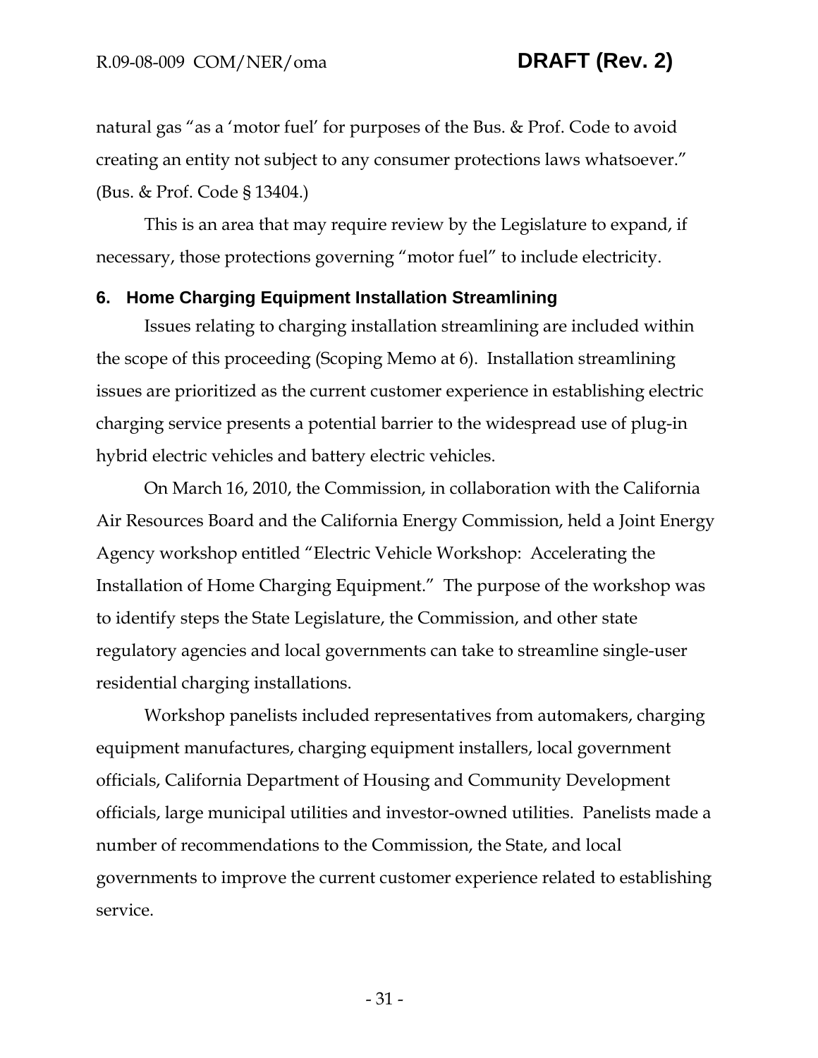natural gas "as a 'motor fuel' for purposes of the Bus. & Prof. Code to avoid creating an entity not subject to any consumer protections laws whatsoever." (Bus. & Prof. Code § 13404.)

This is an area that may require review by the Legislature to expand, if necessary, those protections governing "motor fuel" to include electricity.

### 6. Home Charging Equipment Installation Streamlining

Issues relating to charging installation streamlining are included within the scope of this proceeding (Scoping Memo at 6). Installation streamlining issues are prioritized as the current customer experience in establishing electric charging service presents a potential barrier to the widespread use of plug-in hybrid electric vehicles and battery electric vehicles.

On March 16, 2010, the Commission, in collaboration with the California Air Resources Board and the California Energy Commission, held a Joint Energy Agency workshop entitled "Electric Vehicle Workshop: Accelerating the Installation of Home Charging Equipment." The purpose of the workshop was to identify steps the State Legislature, the Commission, and other state regulatory agencies and local governments can take to streamline single-user residential charging installations.

Workshop panelists included representatives from automakers, charging equipment manufactures, charging equipment installers, local government officials, California Department of Housing and Community Development officials, large municipal utilities and investor-owned utilities. Panelists made a number of recommendations to the Commission, the State, and local governments to improve the current customer experience related to establishing service.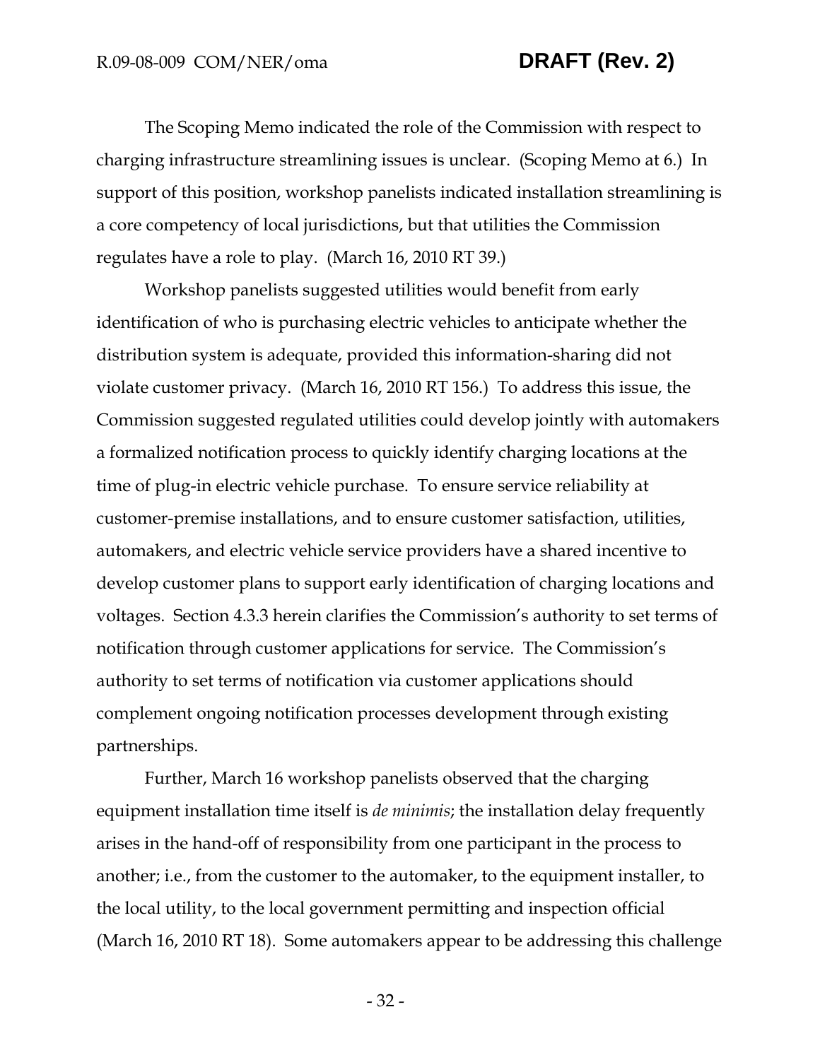The Scoping Memo indicated the role of the Commission with respect to charging infrastructure streamlining issues is unclear. (Scoping Memo at 6.) In support of this position, workshop panelists indicated installation streamlining is a core competency of local jurisdictions, but that utilities the Commission regulates have a role to play. (March 16, 2010 RT 39.)

Workshop panelists suggested utilities would benefit from early identification of who is purchasing electric vehicles to anticipate whether the distribution system is adequate, provided this information-sharing did not violate customer privacy. (March 16, 2010 RT 156.) To address this issue, the Commission suggested regulated utilities could develop jointly with automakers a formalized notification process to quickly identify charging locations at the time of plug-in electric vehicle purchase. To ensure service reliability at customer-premise installations, and to ensure customer satisfaction, utilities, automakers, and electric vehicle service providers have a shared incentive to develop customer plans to support early identification of charging locations and voltages. Section 4.3.3 herein clarifies the Commission's authority to set terms of notification through customer applications for service. The Commission's authority to set terms of notification via customer applications should complement ongoing notification processes development through existing partnerships.

Further, March 16 workshop panelists observed that the charging equipment installation time itself is *de minimis*; the installation delay frequently arises in the hand-off of responsibility from one participant in the process to another; i.e., from the customer to the automaker, to the equipment installer, to the local utility, to the local government permitting and inspection official (March 16, 2010 RT 18). Some automakers appear to be addressing this challenge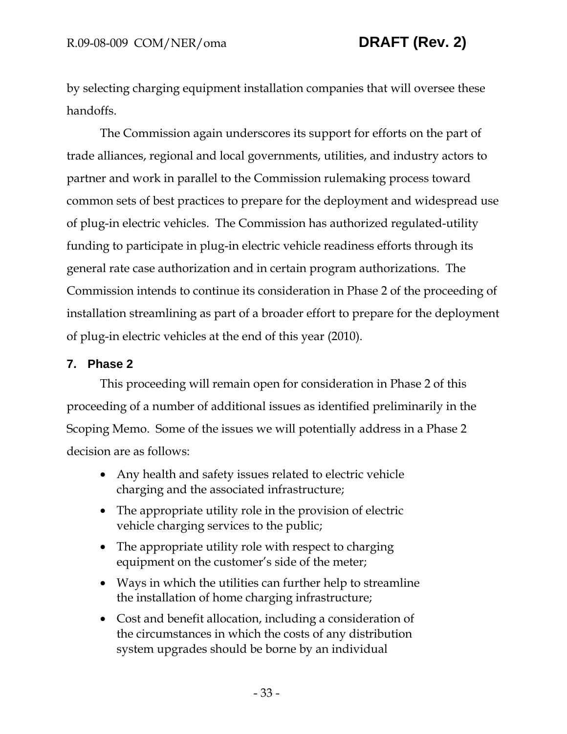by selecting charging equipment installation companies that will oversee these handoffs.

The Commission again underscores its support for efforts on the part of trade alliances, regional and local governments, utilities, and industry actors to partner and work in parallel to the Commission rulemaking process toward common sets of best practices to prepare for the deployment and widespread use of plug-in electric vehicles. The Commission has authorized regulated-utility funding to participate in plug-in electric vehicle readiness efforts through its general rate case authorization and in certain program authorizations. The Commission intends to continue its consideration in Phase 2 of the proceeding of installation streamlining as part of a broader effort to prepare for the deployment of plug-in electric vehicles at the end of this year (2010).

## 7. Phase 2

This proceeding will remain open for consideration in Phase 2 of this proceeding of a number of additional issues as identified preliminarily in the Scoping Memo. Some of the issues we will potentially address in a Phase 2 decision are as follows:

- Any health and safety issues related to electric vehicle charging and the associated infrastructure;
- The appropriate utility role in the provision of electric vehicle charging services to the public;
- The appropriate utility role with respect to charging equipment on the customer's side of the meter;
- Ways in which the utilities can further help to streamline the installation of home charging infrastructure;
- Cost and benefit allocation, including a consideration of the circumstances in which the costs of any distribution system upgrades should be borne by an individual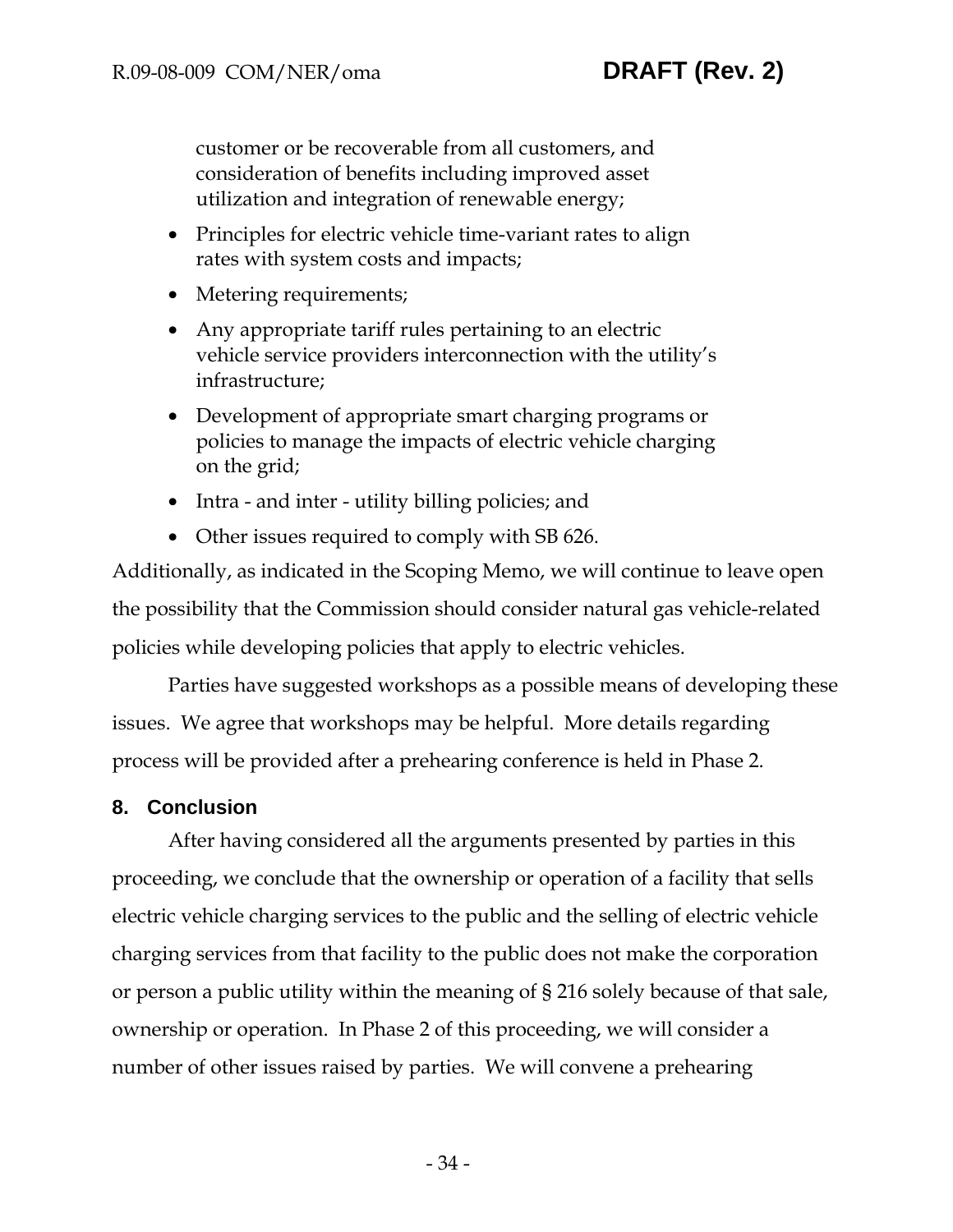customer or be recoverable from all customers, and consideration of benefits including improved asset utilization and integration of renewable energy;

- Principles for electric vehicle time-variant rates to align rates with system costs and impacts;
- Metering requirements;
- Any appropriate tariff rules pertaining to an electric vehicle service providers interconnection with the utility's infrastructure;
- Development of appropriate smart charging programs or policies to manage the impacts of electric vehicle charging on the grid;
- Intra - and inter - utility billing policies; and
- Other issues required to comply with SB 626.

Additionally, as indicated in the Scoping Memo, we will continue to leave open the possibility that the Commission should consider natural gas vehicle-related policies while developing policies that apply to electric vehicles.

Parties have suggested workshops as a possible means of developing these issues. We agree that workshops may be helpful. More details regarding process will be provided after a prehearing conference is held in Phase 2.

## 8. Conclusion

After having considered all the arguments presented by parties in this proceeding, we conclude that the ownership or operation of a facility that sells electric vehicle charging services to the public and the selling of electric vehicle charging services from that facility to the public does not make the corporation or person a public utility within the meaning of § 216 solely because of that sale, ownership or operation. In Phase 2 of this proceeding, we will consider a number of other issues raised by parties. We will convene a prehearing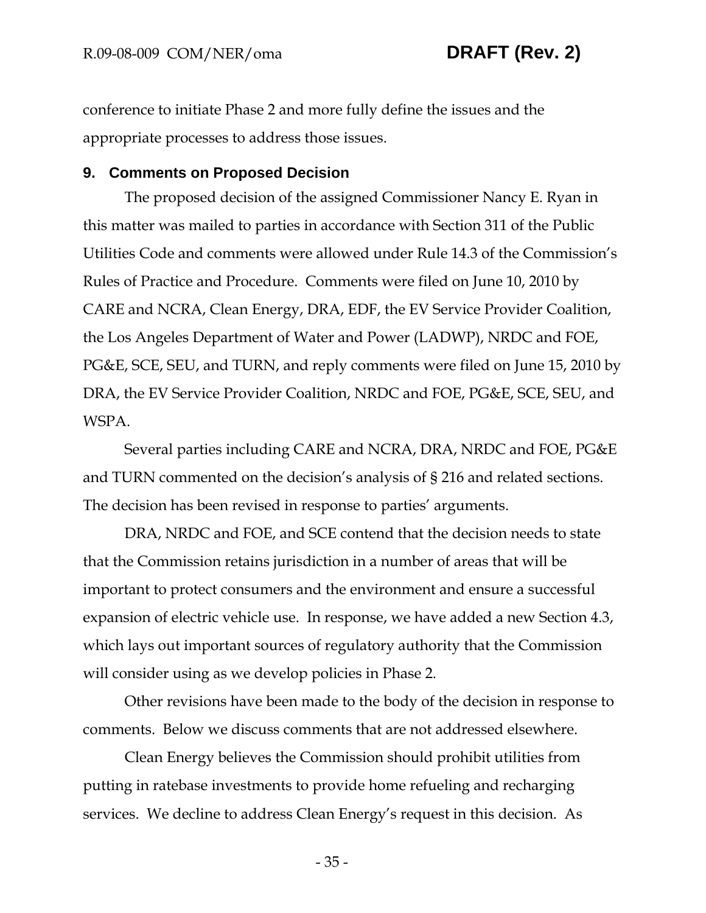conference to initiate Phase 2 and more fully define the issues and the appropriate processes to address those issues.

## 9. Comments on Proposed Decision

The proposed decision of the assigned Commissioner Nancy E. Ryan in this matter was mailed to parties in accordance with Section 311 of the Public Utilities Code and comments were allowed under Rule 14.3 of the Commission's Rules of Practice and Procedure. Comments were filed on June 10, 2010 by CARE and NCRA, Clean Energy, DRA, EDF, the EV Service Provider Coalition, the Los Angeles Department of Water and Power (LADWP), NRDC and FOE, PG&E, SCE, SEU, and TURN, and reply comments were filed on June 15, 2010 by DRA, the EV Service Provider Coalition, NRDC and FOE, PG&E, SCE, SEU, and WSPA.

Several parties including CARE and NCRA, DRA, NRDC and FOE, PG&E and TURN commented on the decision's analysis of § 216 and related sections. The decision has been revised in response to parties' arguments.

DRA, NRDC and FOE, and SCE contend that the decision needs to state that the Commission retains jurisdiction in a number of areas that will be important to protect consumers and the environment and ensure a successful expansion of electric vehicle use. In response, we have added a new Section 4.3, which lays out important sources of regulatory authority that the Commission will consider using as we develop policies in Phase 2.

Other revisions have been made to the body of the decision in response to comments. Below we discuss comments that are not addressed elsewhere.

Clean Energy believes the Commission should prohibit utilities from putting in ratebase investments to provide home refueling and recharging services. We decline to address Clean Energy's request in this decision. As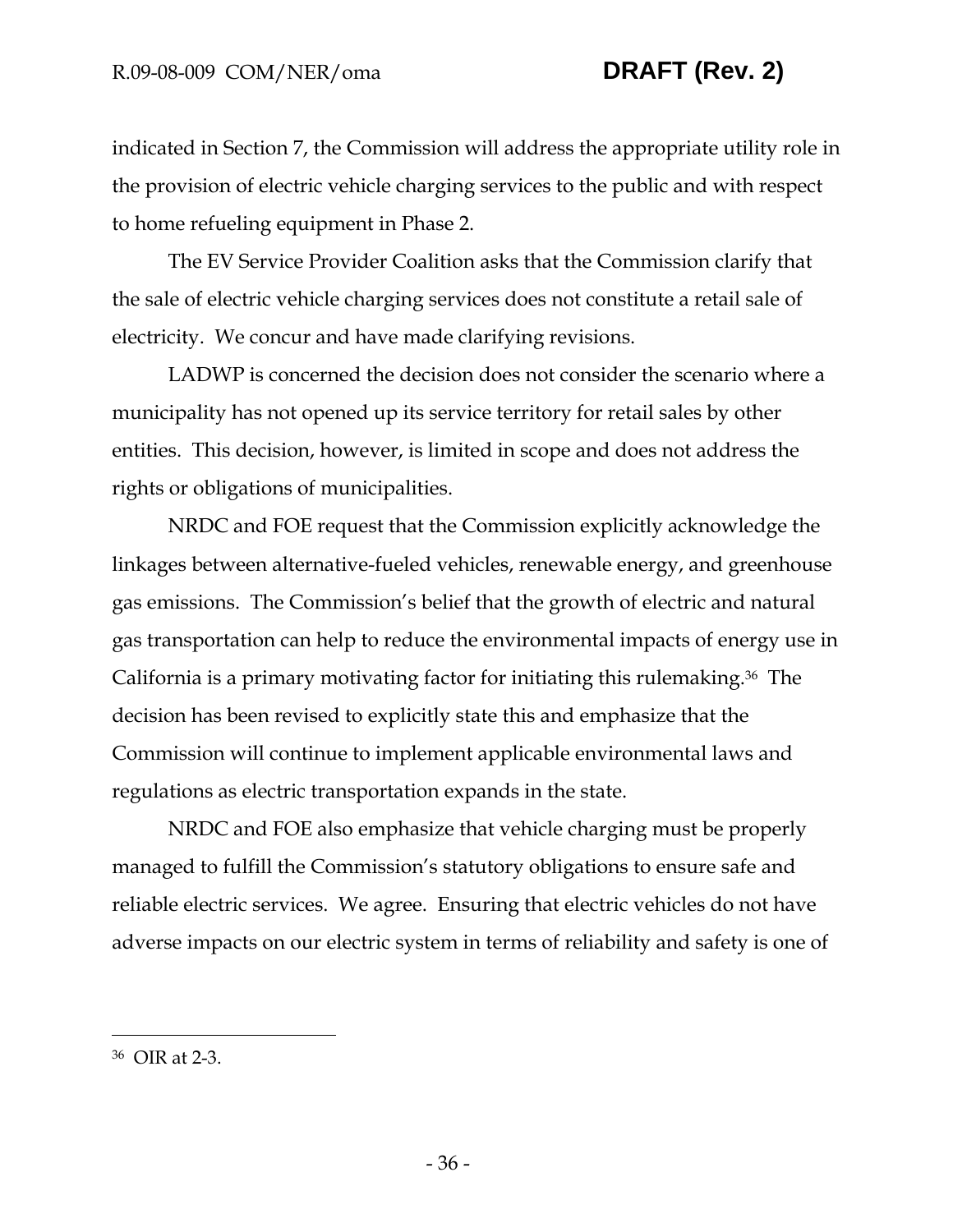indicated in Section 7, the Commission will address the appropriate utility role in the provision of electric vehicle charging services to the public and with respect to home refueling equipment in Phase 2.

The EV Service Provider Coalition asks that the Commission clarify that the sale of electric vehicle charging services does not constitute a retail sale of electricity. We concur and have made clarifying revisions.

LADWP is concerned the decision does not consider the scenario where a municipality has not opened up its service territory for retail sales by other entities. This decision, however, is limited in scope and does not address the rights or obligations of municipalities.

NRDC and FOE request that the Commission explicitly acknowledge the linkages between alternative-fueled vehicles, renewable energy, and greenhouse gas emissions. The Commission's belief that the growth of electric and natural gas transportation can help to reduce the environmental impacts of energy use in California is a primary motivating factor for initiating this rulemaking.[36] The decision has been revised to explicitly state this and emphasize that the Commission will continue to implement applicable environmental laws and regulations as electric transportation expands in the state.

NRDC and FOE also emphasize that vehicle charging must be properly managed to fulfill the Commission's statutory obligations to ensure safe and reliable electric services. We agree. Ensuring that electric vehicles do not have adverse impacts on our electric system in terms of reliability and safety is one of

---

[36] OIR at 2-3.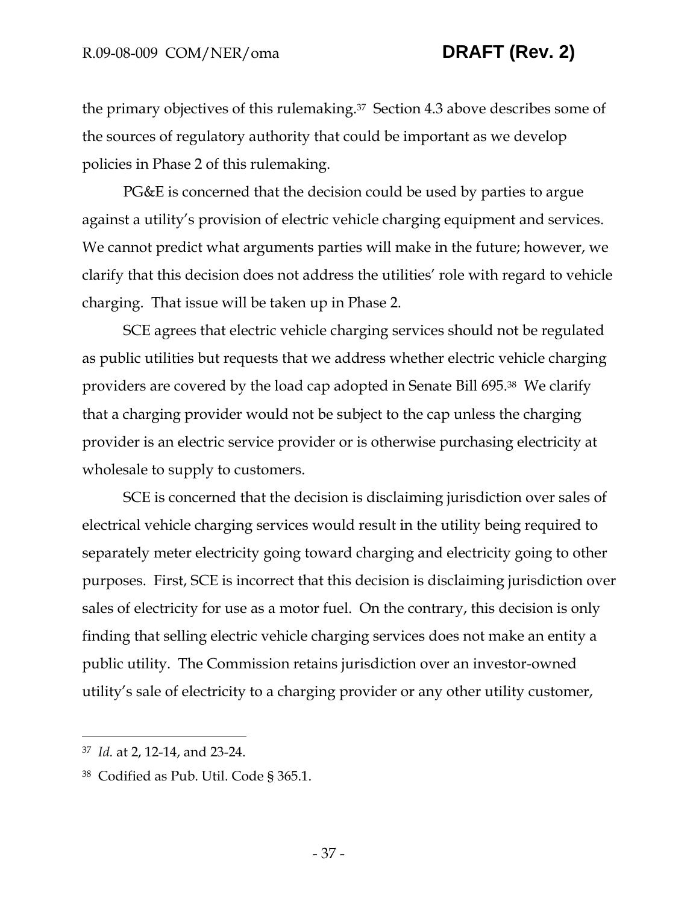the primary objectives of this rulemaking.[37] Section 4.3 above describes some of the sources of regulatory authority that could be important as we develop policies in Phase 2 of this rulemaking.

PG&E is concerned that the decision could be used by parties to argue against a utility's provision of electric vehicle charging equipment and services. We cannot predict what arguments parties will make in the future; however, we clarify that this decision does not address the utilities' role with regard to vehicle charging. That issue will be taken up in Phase 2.

SCE agrees that electric vehicle charging services should not be regulated as public utilities but requests that we address whether electric vehicle charging providers are covered by the load cap adopted in Senate Bill 695.[38] We clarify that a charging provider would not be subject to the cap unless the charging provider is an electric service provider or is otherwise purchasing electricity at wholesale to supply to customers.

SCE is concerned that the decision is disclaiming jurisdiction over sales of electrical vehicle charging services would result in the utility being required to separately meter electricity going toward charging and electricity going to other purposes. First, SCE is incorrect that this decision is disclaiming jurisdiction over sales of electricity for use as a motor fuel. On the contrary, this decision is only finding that selling electric vehicle charging services does not make an entity a public utility. The Commission retains jurisdiction over an investor-owned utility's sale of electricity to a charging provider or any other utility customer,

---

[37] *Id.* at 2, 12-14, and 23-24.

[38] Codified as Pub. Util. Code § 365.1.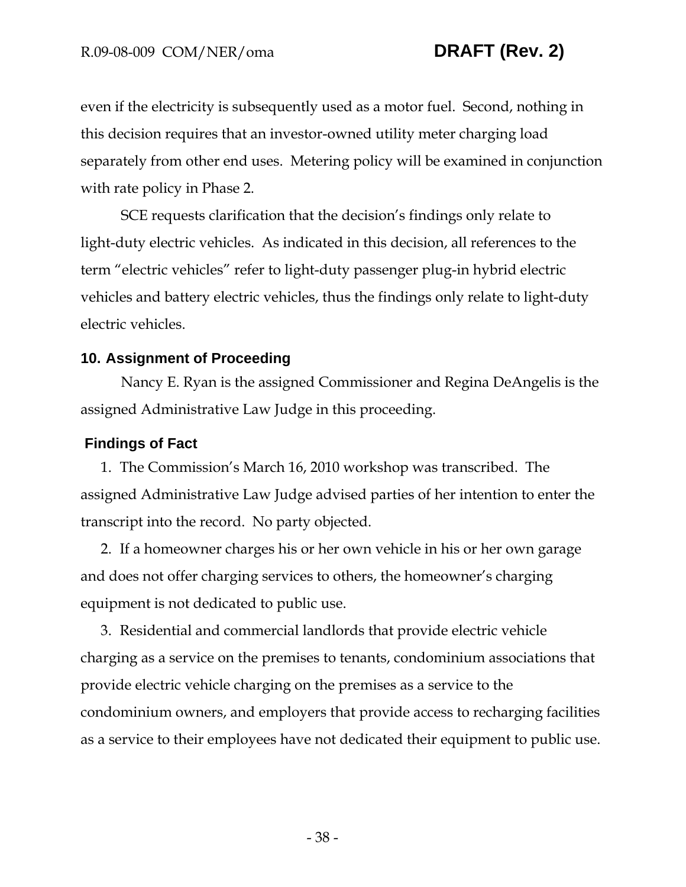even if the electricity is subsequently used as a motor fuel. Second, nothing in this decision requires that an investor-owned utility meter charging load separately from other end uses. Metering policy will be examined in conjunction with rate policy in Phase 2.

SCE requests clarification that the decision's findings only relate to light-duty electric vehicles. As indicated in this decision, all references to the term "electric vehicles" refer to light-duty passenger plug-in hybrid electric vehicles and battery electric vehicles, thus the findings only relate to light-duty electric vehicles.

## 10. Assignment of Proceeding

Nancy E. Ryan is the assigned Commissioner and Regina DeAngelis is the assigned Administrative Law Judge in this proceeding.

## Findings of Fact

1. The Commission's March 16, 2010 workshop was transcribed. The assigned Administrative Law Judge advised parties of her intention to enter the transcript into the record. No party objected.

2. If a homeowner charges his or her own vehicle in his or her own garage and does not offer charging services to others, the homeowner's charging equipment is not dedicated to public use.

3. Residential and commercial landlords that provide electric vehicle charging as a service on the premises to tenants, condominium associations that provide electric vehicle charging on the premises as a service to the condominium owners, and employers that provide access to recharging facilities as a service to their employees have not dedicated their equipment to public use.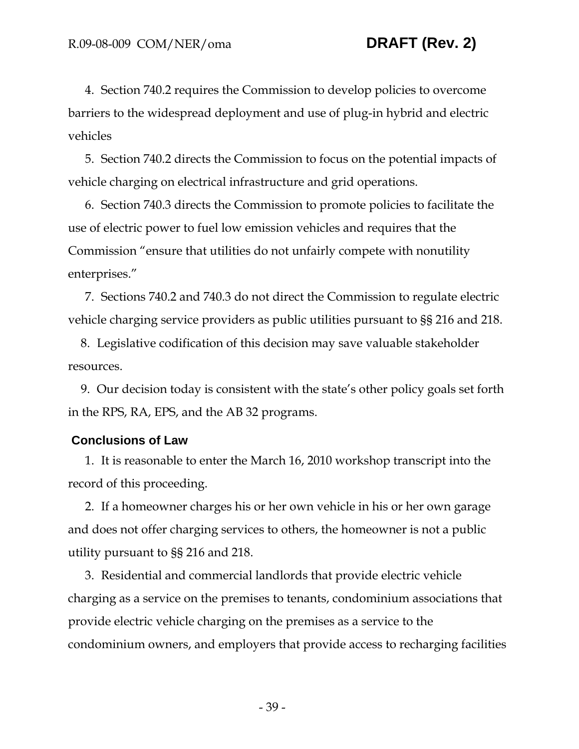4. Section 740.2 requires the Commission to develop policies to overcome barriers to the widespread deployment and use of plug-in hybrid and electric vehicles

5. Section 740.2 directs the Commission to focus on the potential impacts of vehicle charging on electrical infrastructure and grid operations.

6. Section 740.3 directs the Commission to promote policies to facilitate the use of electric power to fuel low emission vehicles and requires that the Commission "ensure that utilities do not unfairly compete with nonutility enterprises."

7. Sections 740.2 and 740.3 do not direct the Commission to regulate electric vehicle charging service providers as public utilities pursuant to §§ 216 and 218.

8. Legislative codification of this decision may save valuable stakeholder resources.

9. Our decision today is consistent with the state's other policy goals set forth in the RPS, RA, EPS, and the AB 32 programs.

## Conclusions of Law

1. It is reasonable to enter the March 16, 2010 workshop transcript into the record of this proceeding.

2. If a homeowner charges his or her own vehicle in his or her own garage and does not offer charging services to others, the homeowner is not a public utility pursuant to §§ 216 and 218.

3. Residential and commercial landlords that provide electric vehicle charging as a service on the premises to tenants, condominium associations that provide electric vehicle charging on the premises as a service to the condominium owners, and employers that provide access to recharging facilities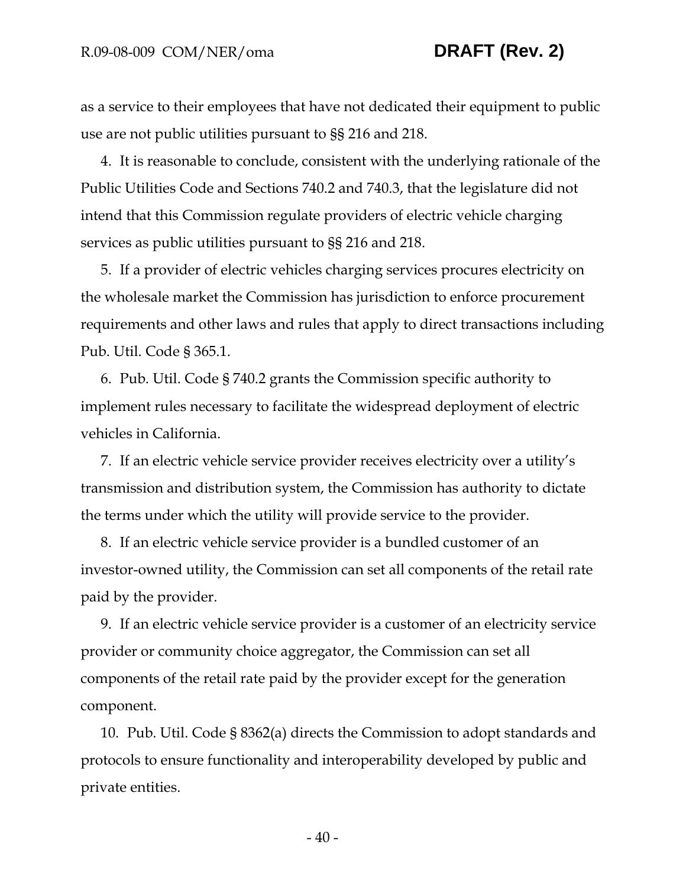as a service to their employees that have not dedicated their equipment to public use are not public utilities pursuant to §§ 216 and 218.

4. It is reasonable to conclude, consistent with the underlying rationale of the Public Utilities Code and Sections 740.2 and 740.3, that the legislature did not intend that this Commission regulate providers of electric vehicle charging services as public utilities pursuant to §§ 216 and 218.

5. If a provider of electric vehicles charging services procures electricity on the wholesale market the Commission has jurisdiction to enforce procurement requirements and other laws and rules that apply to direct transactions including Pub. Util. Code § 365.1.

6. Pub. Util. Code § 740.2 grants the Commission specific authority to implement rules necessary to facilitate the widespread deployment of electric vehicles in California.

7. If an electric vehicle service provider receives electricity over a utility's transmission and distribution system, the Commission has authority to dictate the terms under which the utility will provide service to the provider.

8. If an electric vehicle service provider is a bundled customer of an investor-owned utility, the Commission can set all components of the retail rate paid by the provider.

9. If an electric vehicle service provider is a customer of an electricity service provider or community choice aggregator, the Commission can set all components of the retail rate paid by the provider except for the generation component.

10. Pub. Util. Code § 8362(a) directs the Commission to adopt standards and protocols to ensure functionality and interoperability developed by public and private entities.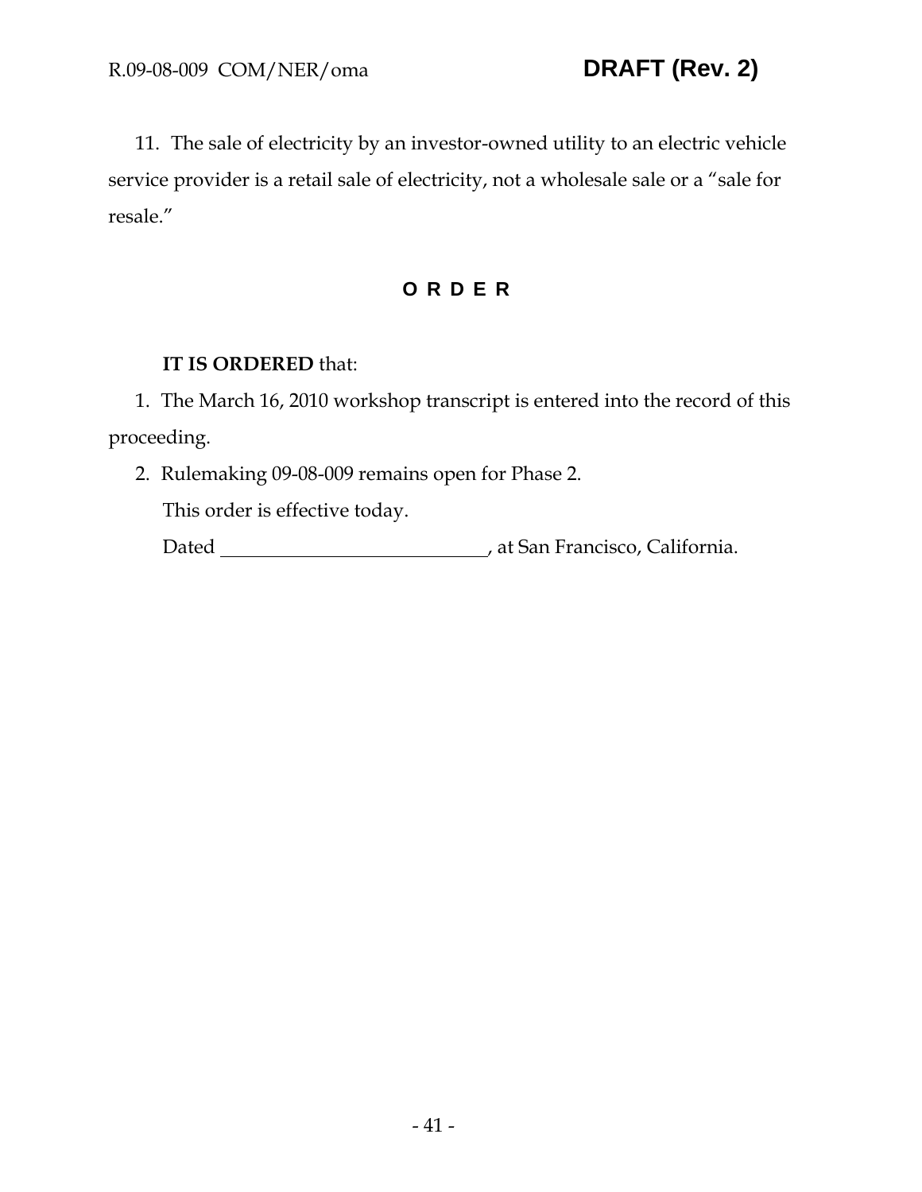11. The sale of electricity by an investor-owned utility to an electric vehicle service provider is a retail sale of electricity, not a wholesale sale or a "sale for resale."

## O R D E R

**IT IS ORDERED** that:

1. The March 16, 2010 workshop transcript is entered into the record of this proceeding.

2. Rulemaking 09-08-009 remains open for Phase 2.

This order is effective today.

Dated ____________________________, at San Francisco, California.